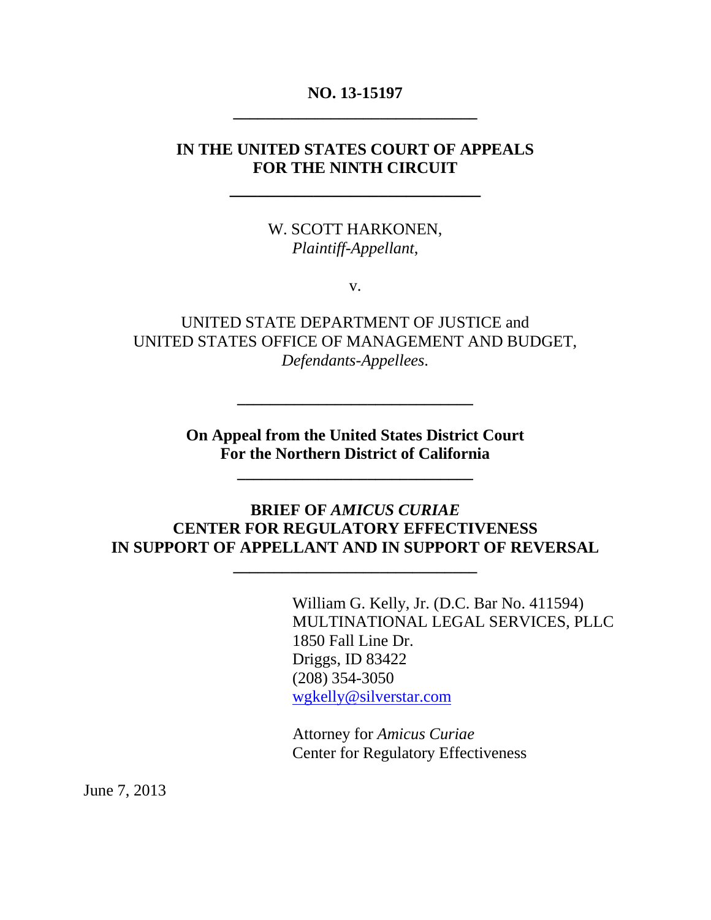**NO. 13-15197**

---

**IN THE UNITED STATES COURT OF APPEALS**
**FOR THE NINTH CIRCUIT**

---

W. SCOTT HARKONEN,
*Plaintiff-Appellant*,

v.

UNITED STATE DEPARTMENT OF JUSTICE and
UNITED STATES OFFICE OF MANAGEMENT AND BUDGET,
*Defendants-Appellees*.

---

**On Appeal from the United States District Court**
**For the Northern District of California**

---

**BRIEF OF *AMICUS CURIAE***
**CENTER FOR REGULATORY EFFECTIVENESS**
**IN SUPPORT OF APPELLANT AND IN SUPPORT OF REVERSAL**

---

William G. Kelly, Jr. (D.C. Bar No. 411594)
MULTINATIONAL LEGAL SERVICES, PLLC
1850 Fall Line Dr.
Driggs, ID 83422
(208) 354-3050
wgkelly@silverstar.com

Attorney for *Amicus Curiae*
Center for Regulatory Effectiveness

June 7, 2013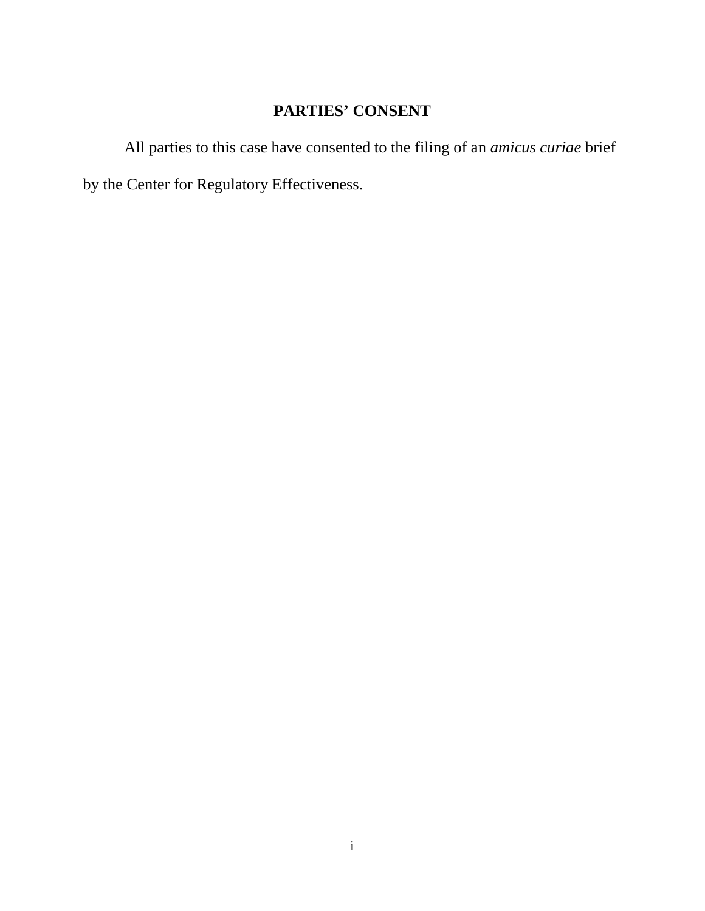## PARTIES' CONSENT

All parties to this case have consented to the filing of an *amicus curiae* brief by the Center for Regulatory Effectiveness.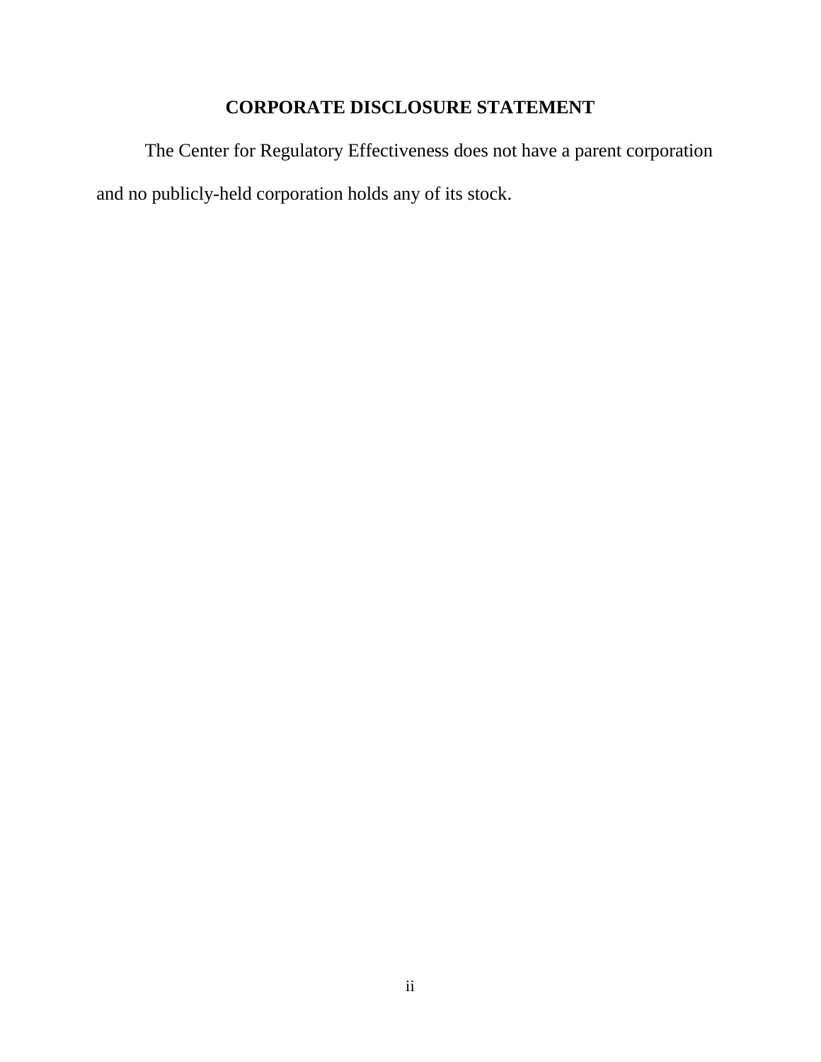## CORPORATE DISCLOSURE STATEMENT

The Center for Regulatory Effectiveness does not have a parent corporation and no publicly-held corporation holds any of its stock.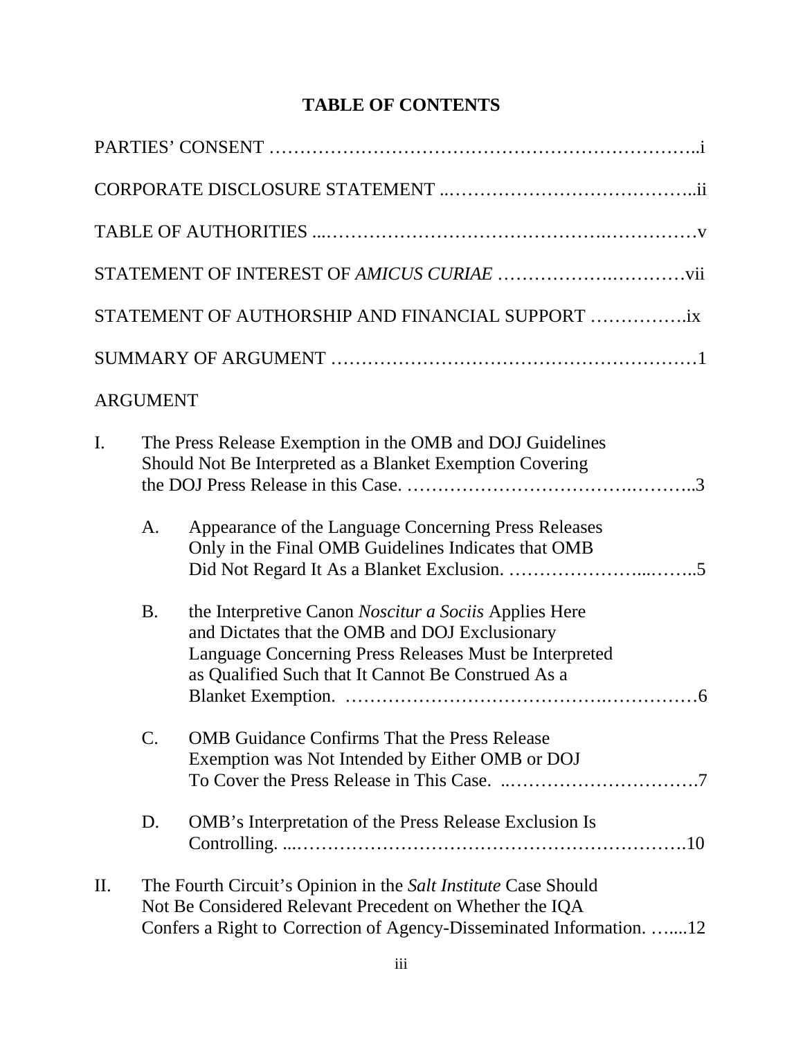# TABLE OF CONTENTS

PARTIES' CONSENT ……………………………………………………………..i

CORPORATE DISCLOSURE STATEMENT ..…………………………………..ii

TABLE OF AUTHORITIES ...…………………………………….……………v

STATEMENT OF INTEREST OF *AMICUS CURIAE* …………….…………vii

STATEMENT OF AUTHORSHIP AND FINANCIAL SUPPORT …………….ix

SUMMARY OF ARGUMENT ……………………………………………………1

ARGUMENT

I. The Press Release Exemption in the OMB and DOJ Guidelines Should Not Be Interpreted as a Blanket Exemption Covering the DOJ Press Release in this Case. …………………………….………..3

   A. Appearance of the Language Concerning Press Releases Only in the Final OMB Guidelines Indicates that OMB Did Not Regard It As a Blanket Exclusion. …………………...……..5

   B. the Interpretive Canon *Noscitur a Sociis* Applies Here and Dictates that the OMB and DOJ Exclusionary Language Concerning Press Releases Must be Interpreted as Qualified Such that It Cannot Be Construed As a Blanket Exemption. ………………………………….……………6

   C. OMB Guidance Confirms That the Press Release Exemption was Not Intended by Either OMB or DOJ To Cover the Press Release in This Case. ..………………………….7

   D. OMB's Interpretation of the Press Release Exclusion Is Controlling. ...…………………………………………………….10

II. The Fourth Circuit's Opinion in the *Salt Institute* Case Should Not Be Considered Relevant Precedent on Whether the IQA Confers a Right to Correction of Agency-Disseminated Information. …....12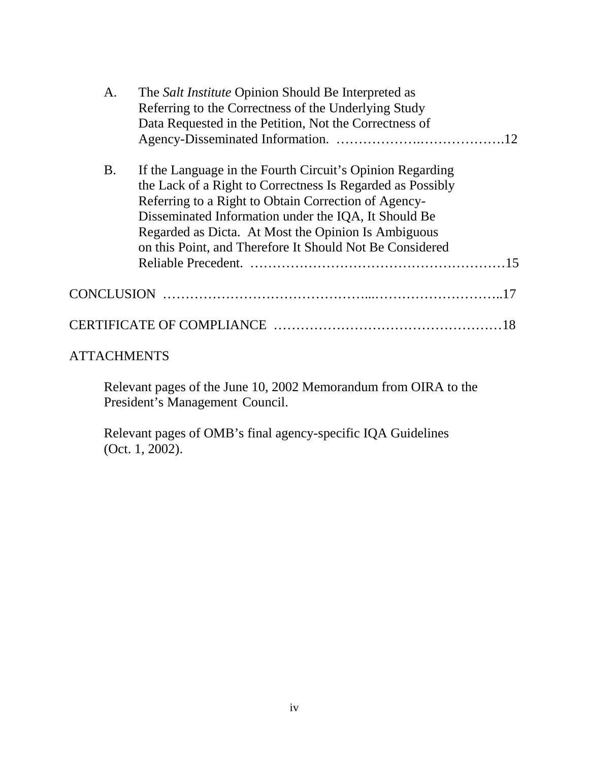A. The *Salt Institute* Opinion Should Be Interpreted as Referring to the Correctness of the Underlying Study Data Requested in the Petition, Not the Correctness of Agency-Disseminated Information. ……………….……………….12

B. If the Language in the Fourth Circuit's Opinion Regarding the Lack of a Right to Correctness Is Regarded as Possibly Referring to a Right to Obtain Correction of Agency-Disseminated Information under the IQA, It Should Be Regarded as Dicta. At Most the Opinion Is Ambiguous on this Point, and Therefore It Should Not Be Considered Reliable Precedent. …………………………………………………15

CONCLUSION ……………………………………...………………………..17

CERTIFICATE OF COMPLIANCE ……………………………………………18

ATTACHMENTS

Relevant pages of the June 10, 2002 Memorandum from OIRA to the President's Management Council.

Relevant pages of OMB's final agency-specific IQA Guidelines (Oct. 1, 2002).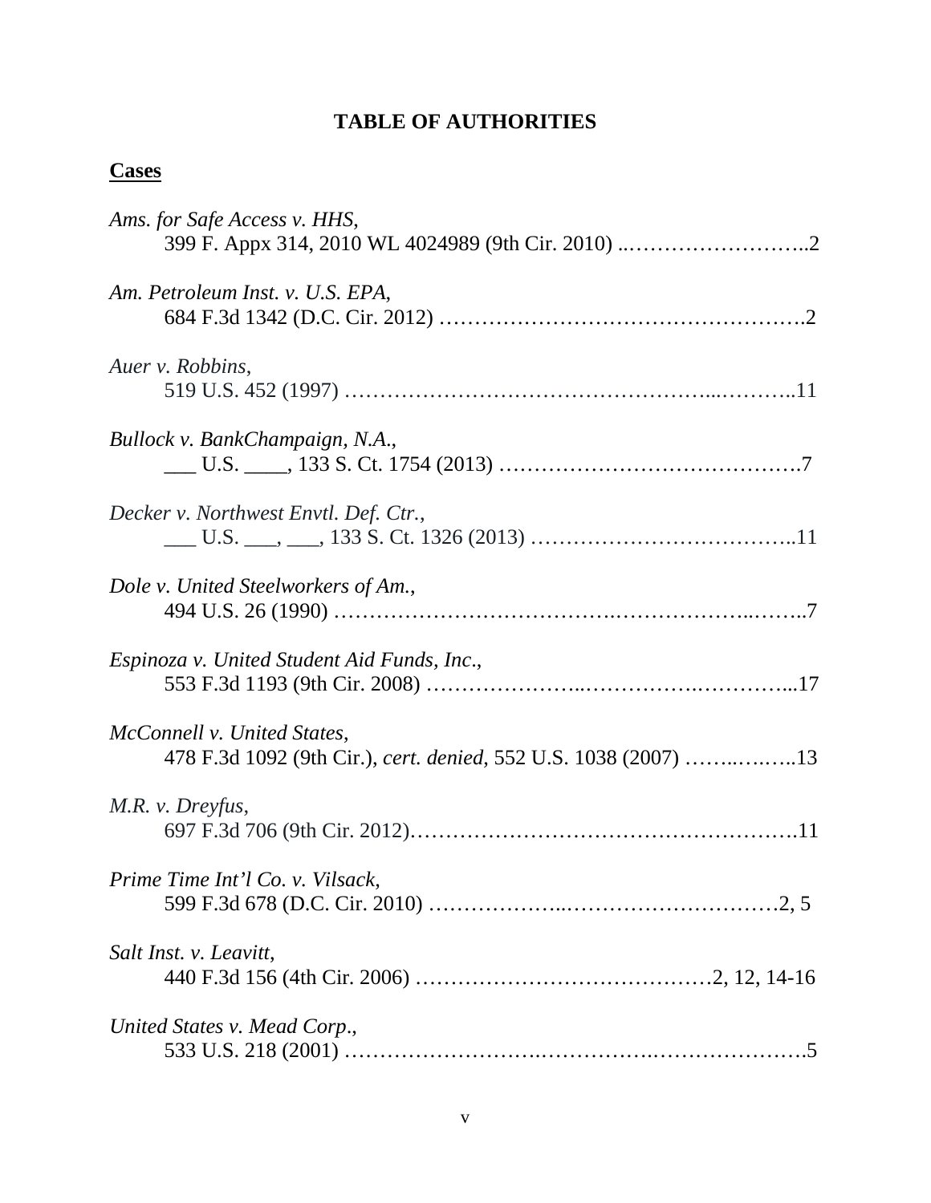# TABLE OF AUTHORITIES

## Cases

*Ams. for Safe Access v. HHS*,
399 F. Appx 314, 2010 WL 4024989 (9th Cir. 2010) ..……………………..2

*Am. Petroleum Inst. v. U.S. EPA*,
684 F.3d 1342 (D.C. Cir. 2012) ………………………………………….2

*Auer v. Robbins*,
519 U.S. 452 (1997) …………………………………………...………..11

*Bullock v. BankChampaign, N.A.*,
___ U.S. ____, 133 S. Ct. 1754 (2013) …………………………………….7

*Decker v. Northwest Envtl. Def. Ctr.*,
___ U.S. ___, ___, 133 S. Ct. 1326 (2013) ………………………………..11

*Dole v. United Steelworkers of Am.*,
494 U.S. 26 (1990) ……………………………….……………...……..7

*Espinoza v. United Student Aid Funds, Inc.*,
553 F.3d 1193 (9th Cir. 2008) ………………..………….……………...17

*McConnell v. United States*,
478 F.3d 1092 (9th Cir.), *cert. denied*, 552 U.S. 1038 (2007) ……..…….. 13

*M.R. v. Dreyfus*,
697 F.3d 706 (9th Cir. 2012)……………………………………………….11

*Prime Time Int'l Co. v. Vilsack*,
599 F.3d 678 (D.C. Cir. 2010) ……………...…………………………2, 5

*Salt Inst. v. Leavitt*,
440 F.3d 156 (4th Cir. 2006) ……………………………………2, 12, 14-16

*United States v. Mead Corp.*,
533 U.S. 218 (2001) ……………………..…………….…………………5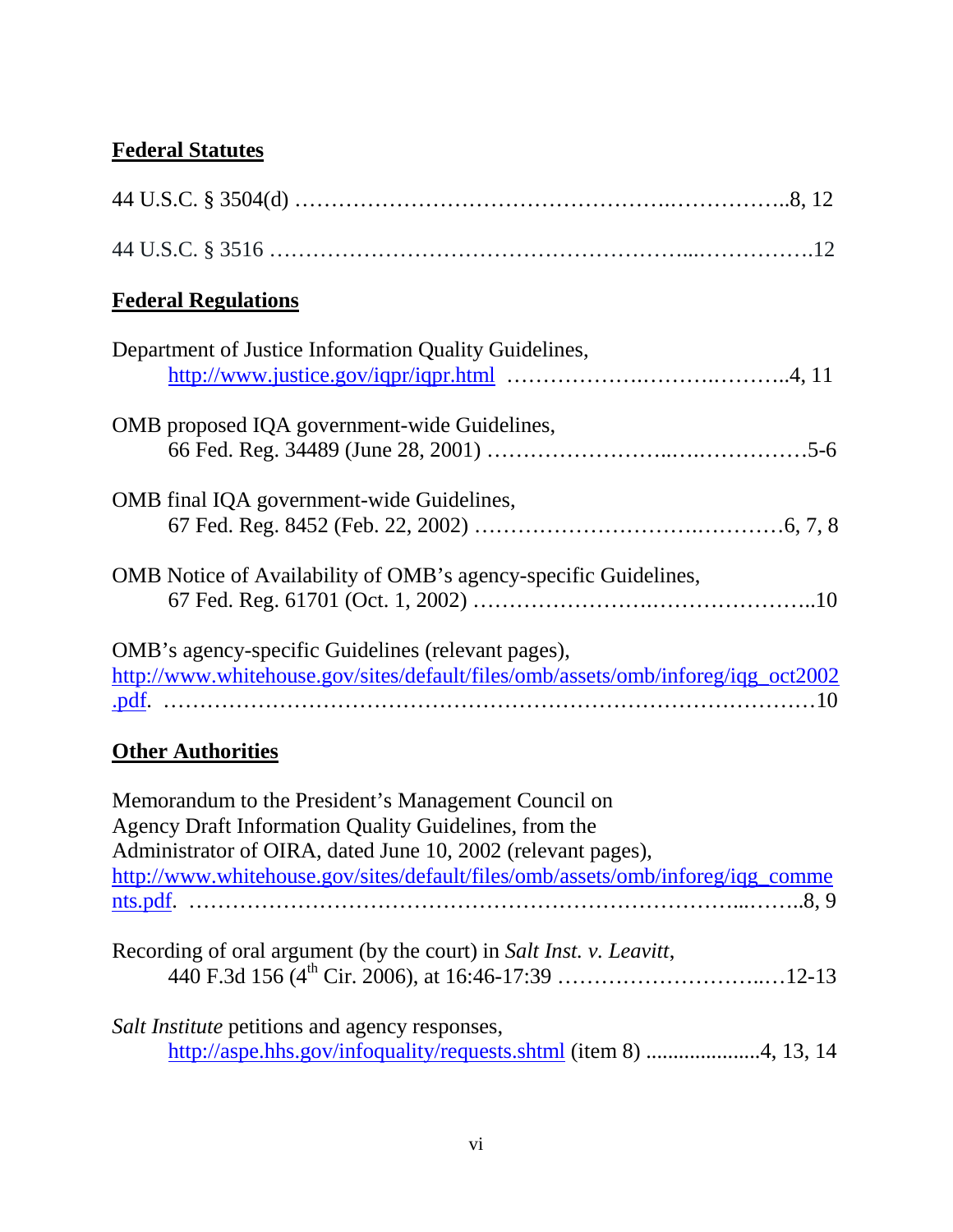**Federal Statutes**

44 U.S.C. § 3504(d) ………………………………………….…………….8, 12

44 U.S.C. § 3516 ……………………………………………...…………….12

**Federal Regulations**

Department of Justice Information Quality Guidelines,
    http://www.justice.gov/iqpr/iqpr.html ……………….…….……….4, 11

OMB proposed IQA government-wide Guidelines,
    66 Fed. Reg. 34489 (June 28, 2001) ……………………..….……………5-6

OMB final IQA government-wide Guidelines,
    67 Fed. Reg. 8452 (Feb. 22, 2002) ……………………….…………6, 7, 8

OMB Notice of Availability of OMB's agency-specific Guidelines,
    67 Fed. Reg. 61701 (Oct. 1, 2002) ……………………..………………..10

OMB's agency-specific Guidelines (relevant pages),
http://www.whitehouse.gov/sites/default/files/omb/assets/omb/inforeg/iqg_oct2002.pdf. …………………………………………………………………….…10

**Other Authorities**

Memorandum to the President's Management Council on
Agency Draft Information Quality Guidelines, from the
Administrator of OIRA, dated June 10, 2002 (relevant pages),
http://www.whitehouse.gov/sites/default/files/omb/assets/omb/inforeg/iqg_comments.pdf. ……………………………………………………………...……..8, 9

Recording of oral argument (by the court) in *Salt Inst. v. Leavitt*,
    440 F.3d 156 (4th Cir. 2006), at 16:46-17:39 ……………………..…12-13

*Salt Institute* petitions and agency responses,
    http://aspe.hhs.gov/infoquality/requests.shtml (item 8) ....................4, 13, 14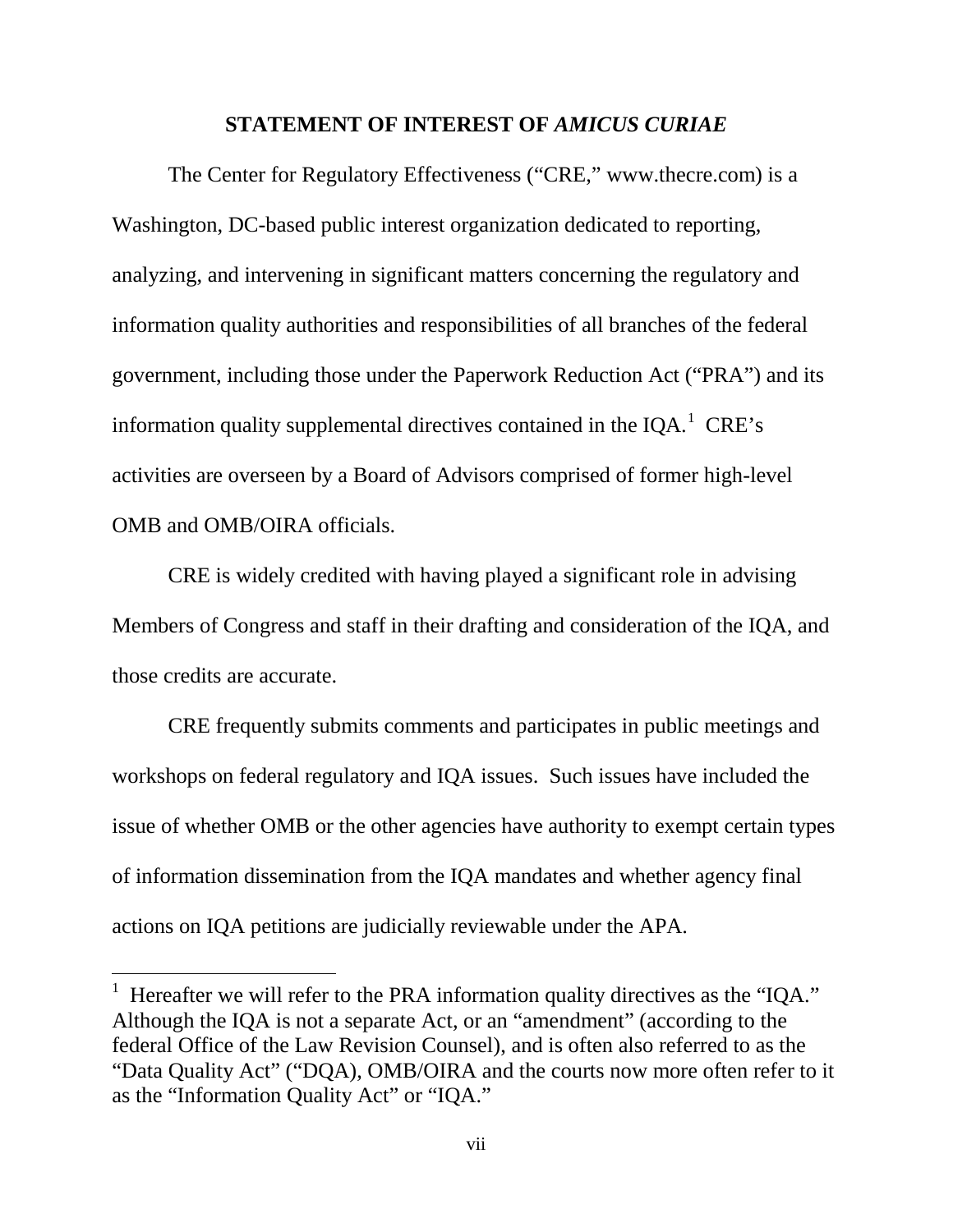## STATEMENT OF INTEREST OF *AMICUS CURIAE*

The Center for Regulatory Effectiveness ("CRE," www.thecre.com) is a Washington, DC-based public interest organization dedicated to reporting, analyzing, and intervening in significant matters concerning the regulatory and information quality authorities and responsibilities of all branches of the federal government, including those under the Paperwork Reduction Act ("PRA") and its information quality supplemental directives contained in the IQA.[1] CRE's activities are overseen by a Board of Advisors comprised of former high-level OMB and OMB/OIRA officials.

CRE is widely credited with having played a significant role in advising Members of Congress and staff in their drafting and consideration of the IQA, and those credits are accurate.

CRE frequently submits comments and participates in public meetings and workshops on federal regulatory and IQA issues. Such issues have included the issue of whether OMB or the other agencies have authority to exempt certain types of information dissemination from the IQA mandates and whether agency final actions on IQA petitions are judicially reviewable under the APA.

---

[1] Hereafter we will refer to the PRA information quality directives as the "IQA." Although the IQA is not a separate Act, or an "amendment" (according to the federal Office of the Law Revision Counsel), and is often also referred to as the "Data Quality Act" ("DQA), OMB/OIRA and the courts now more often refer to it as the "Information Quality Act" or "IQA."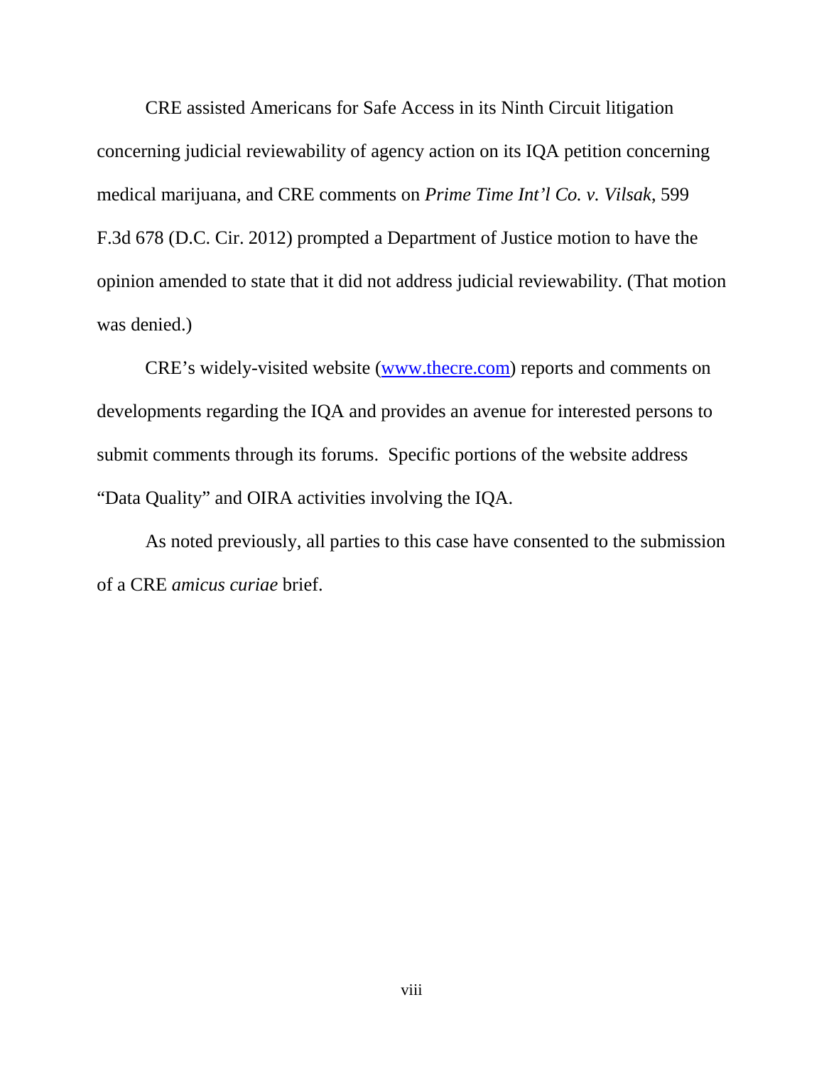CRE assisted Americans for Safe Access in its Ninth Circuit litigation concerning judicial reviewability of agency action on its IQA petition concerning medical marijuana, and CRE comments on *Prime Time Int'l Co. v. Vilsak*, 599 F.3d 678 (D.C. Cir. 2012) prompted a Department of Justice motion to have the opinion amended to state that it did not address judicial reviewability. (That motion was denied.)

CRE's widely-visited website (www.thecre.com) reports and comments on developments regarding the IQA and provides an avenue for interested persons to submit comments through its forums. Specific portions of the website address "Data Quality" and OIRA activities involving the IQA.

As noted previously, all parties to this case have consented to the submission of a CRE *amicus curiae* brief.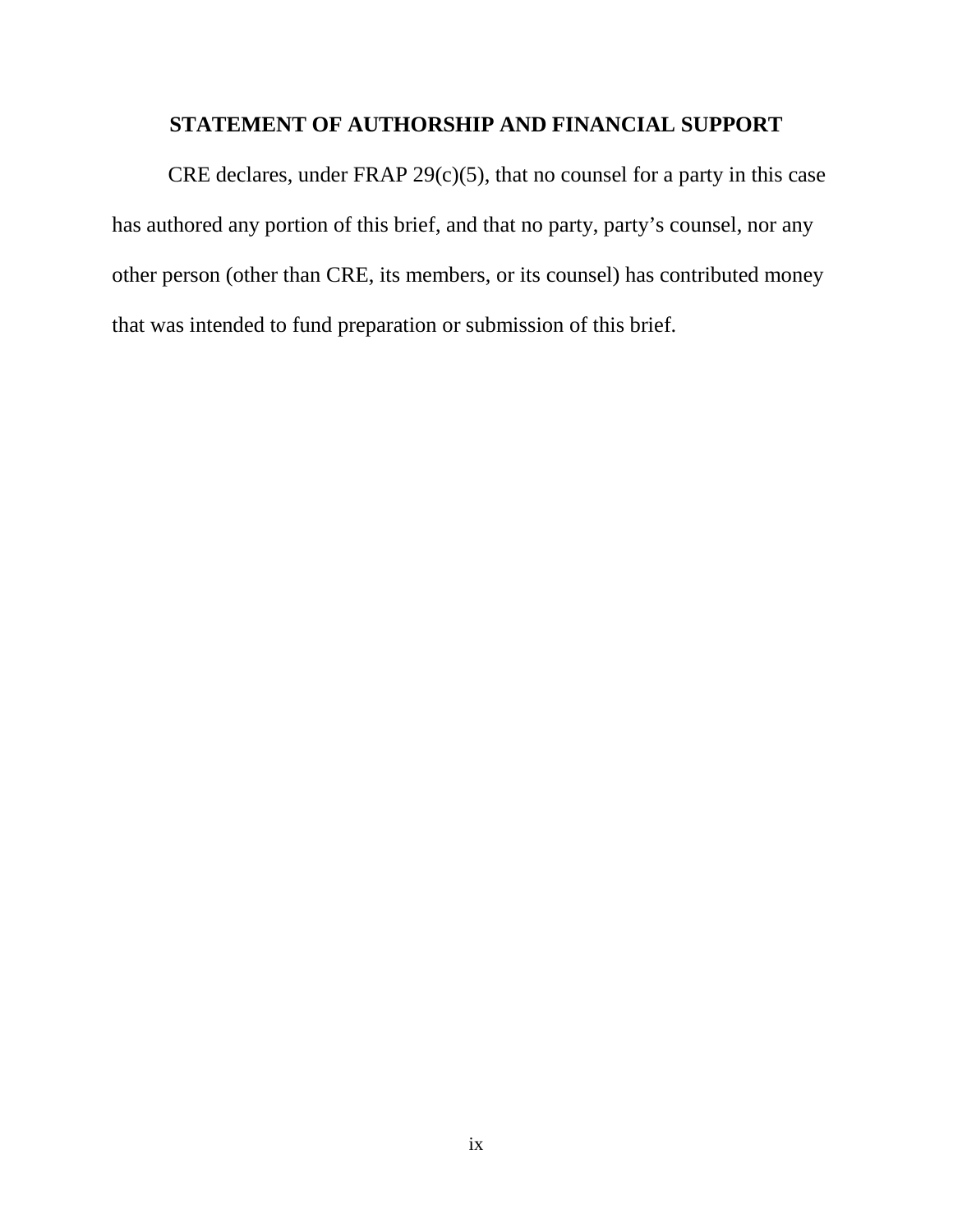## STATEMENT OF AUTHORSHIP AND FINANCIAL SUPPORT

CRE declares, under FRAP 29(c)(5), that no counsel for a party in this case has authored any portion of this brief, and that no party, party's counsel, nor any other person (other than CRE, its members, or its counsel) has contributed money that was intended to fund preparation or submission of this brief.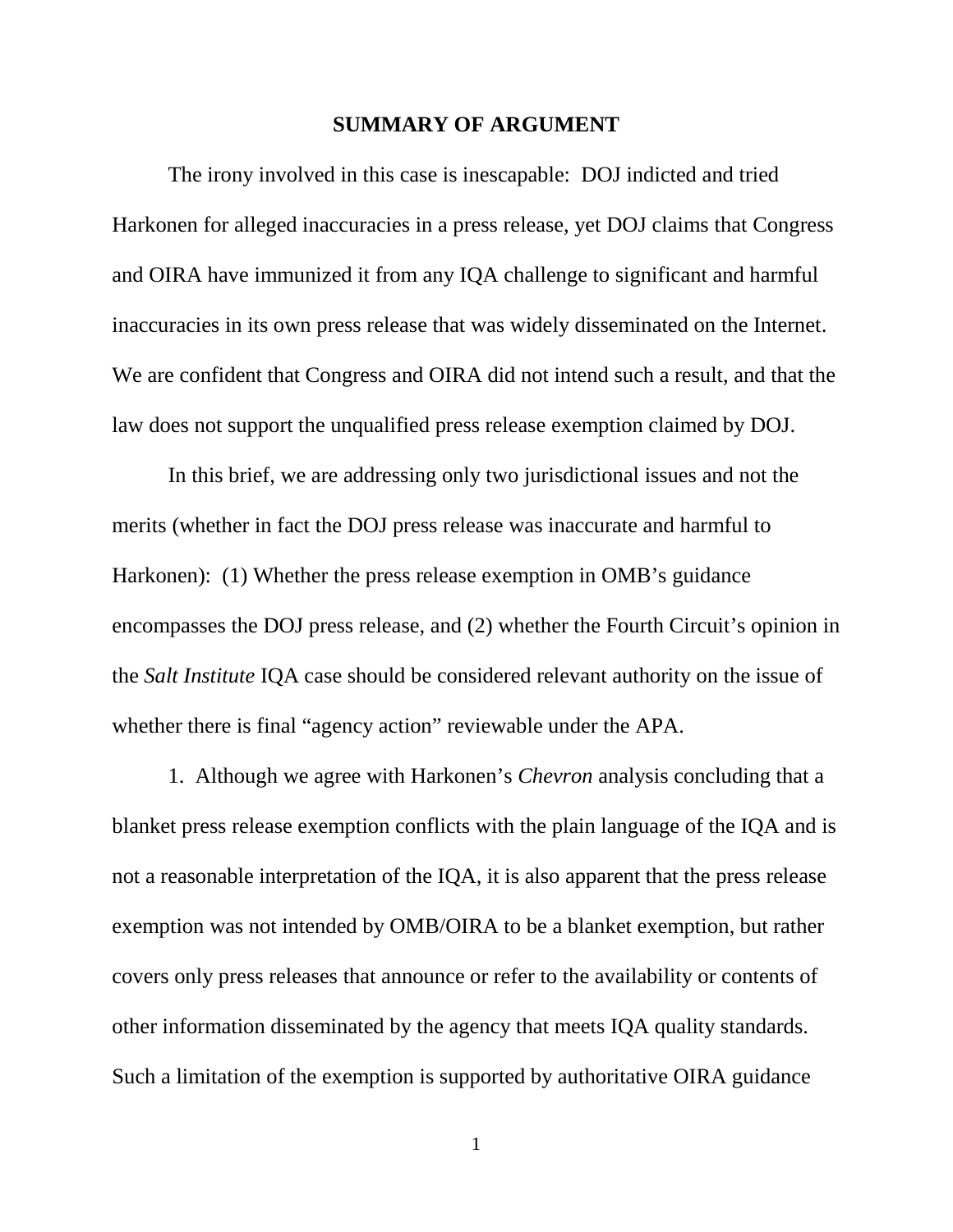## SUMMARY OF ARGUMENT

The irony involved in this case is inescapable: DOJ indicted and tried Harkonen for alleged inaccuracies in a press release, yet DOJ claims that Congress and OIRA have immunized it from any IQA challenge to significant and harmful inaccuracies in its own press release that was widely disseminated on the Internet. We are confident that Congress and OIRA did not intend such a result, and that the law does not support the unqualified press release exemption claimed by DOJ.

In this brief, we are addressing only two jurisdictional issues and not the merits (whether in fact the DOJ press release was inaccurate and harmful to Harkonen): (1) Whether the press release exemption in OMB's guidance encompasses the DOJ press release, and (2) whether the Fourth Circuit's opinion in the *Salt Institute* IQA case should be considered relevant authority on the issue of whether there is final "agency action" reviewable under the APA.

1. Although we agree with Harkonen's *Chevron* analysis concluding that a blanket press release exemption conflicts with the plain language of the IQA and is not a reasonable interpretation of the IQA, it is also apparent that the press release exemption was not intended by OMB/OIRA to be a blanket exemption, but rather covers only press releases that announce or refer to the availability or contents of other information disseminated by the agency that meets IQA quality standards. Such a limitation of the exemption is supported by authoritative OIRA guidance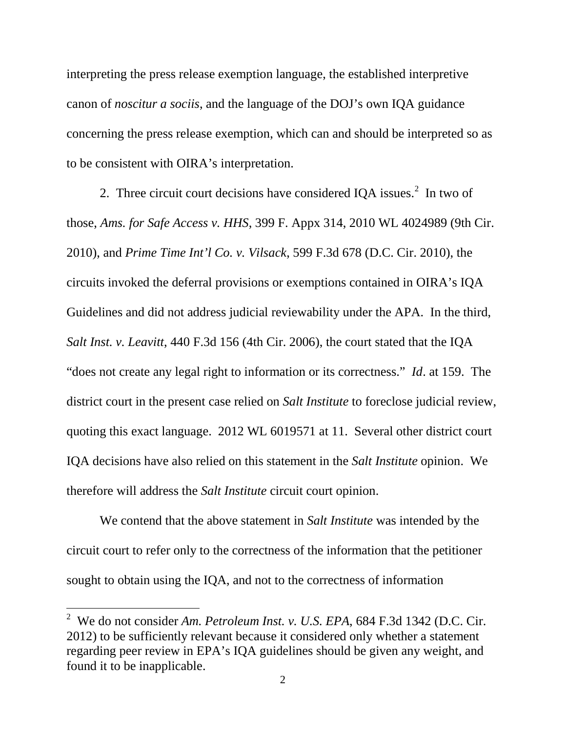interpreting the press release exemption language, the established interpretive canon of *noscitur a sociis*, and the language of the DOJ's own IQA guidance concerning the press release exemption, which can and should be interpreted so as to be consistent with OIRA's interpretation.

2. Three circuit court decisions have considered IQA issues.[2] In two of those, *Ams. for Safe Access v. HHS*, 399 F. Appx 314, 2010 WL 4024989 (9th Cir. 2010), and *Prime Time Int'l Co. v. Vilsack*, 599 F.3d 678 (D.C. Cir. 2010), the circuits invoked the deferral provisions or exemptions contained in OIRA's IQA Guidelines and did not address judicial reviewability under the APA. In the third, *Salt Inst. v. Leavitt*, 440 F.3d 156 (4th Cir. 2006), the court stated that the IQA "does not create any legal right to information or its correctness." *Id*. at 159. The district court in the present case relied on *Salt Institute* to foreclose judicial review, quoting this exact language. 2012 WL 6019571 at 11. Several other district court IQA decisions have also relied on this statement in the *Salt Institute* opinion. We therefore will address the *Salt Institute* circuit court opinion.

We contend that the above statement in *Salt Institute* was intended by the circuit court to refer only to the correctness of the information that the petitioner sought to obtain using the IQA, and not to the correctness of information

---

[2] We do not consider *Am. Petroleum Inst. v. U.S. EPA*, 684 F.3d 1342 (D.C. Cir. 2012) to be sufficiently relevant because it considered only whether a statement regarding peer review in EPA's IQA guidelines should be given any weight, and found it to be inapplicable.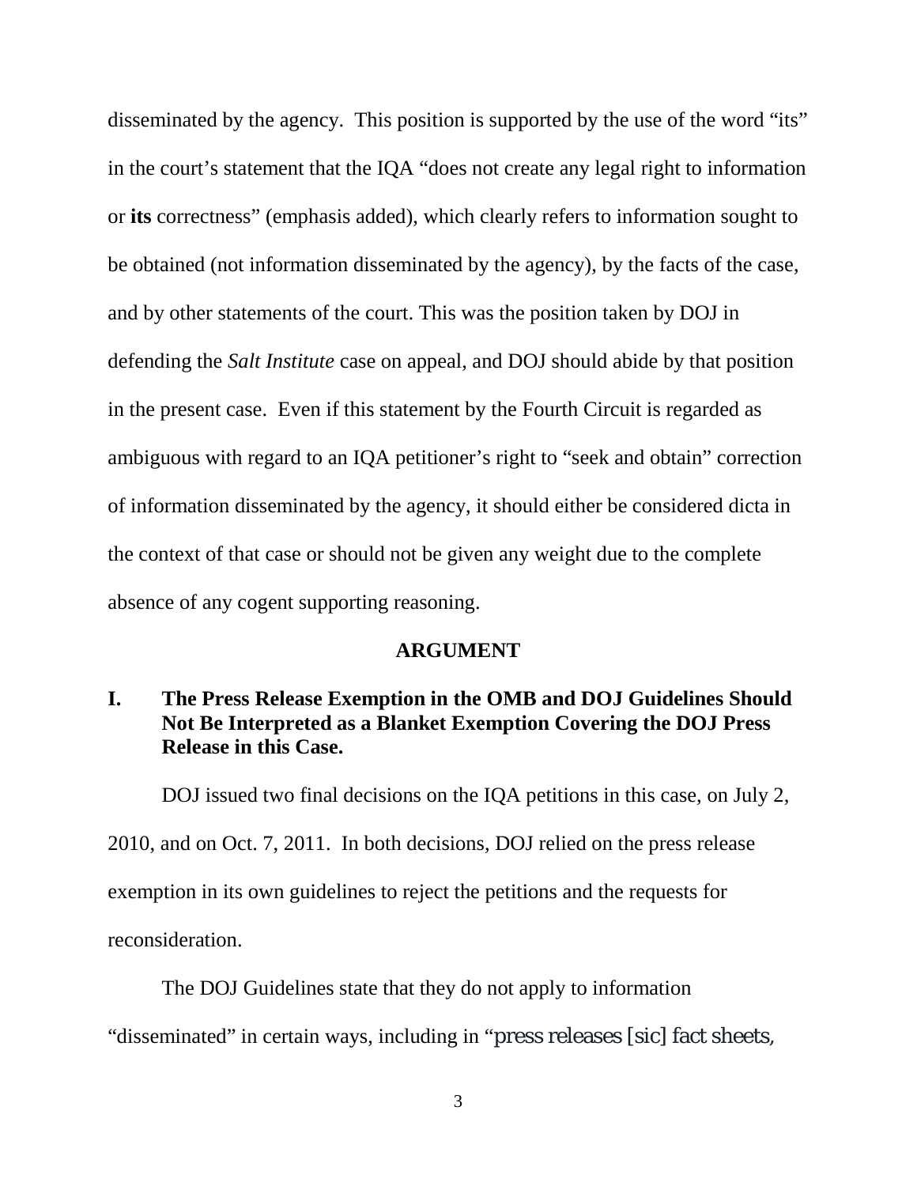disseminated by the agency. This position is supported by the use of the word "its" in the court's statement that the IQA "does not create any legal right to information or **its** correctness" (emphasis added), which clearly refers to information sought to be obtained (not information disseminated by the agency), by the facts of the case, and by other statements of the court. This was the position taken by DOJ in defending the *Salt Institute* case on appeal, and DOJ should abide by that position in the present case. Even if this statement by the Fourth Circuit is regarded as ambiguous with regard to an IQA petitioner's right to "seek and obtain" correction of information disseminated by the agency, it should either be considered dicta in the context of that case or should not be given any weight due to the complete absence of any cogent supporting reasoning.

## ARGUMENT

### I. The Press Release Exemption in the OMB and DOJ Guidelines Should Not Be Interpreted as a Blanket Exemption Covering the DOJ Press Release in this Case.

DOJ issued two final decisions on the IQA petitions in this case, on July 2, 2010, and on Oct. 7, 2011. In both decisions, DOJ relied on the press release exemption in its own guidelines to reject the petitions and the requests for reconsideration.

The DOJ Guidelines state that they do not apply to information "disseminated" in certain ways, including in "press releases [sic] fact sheets,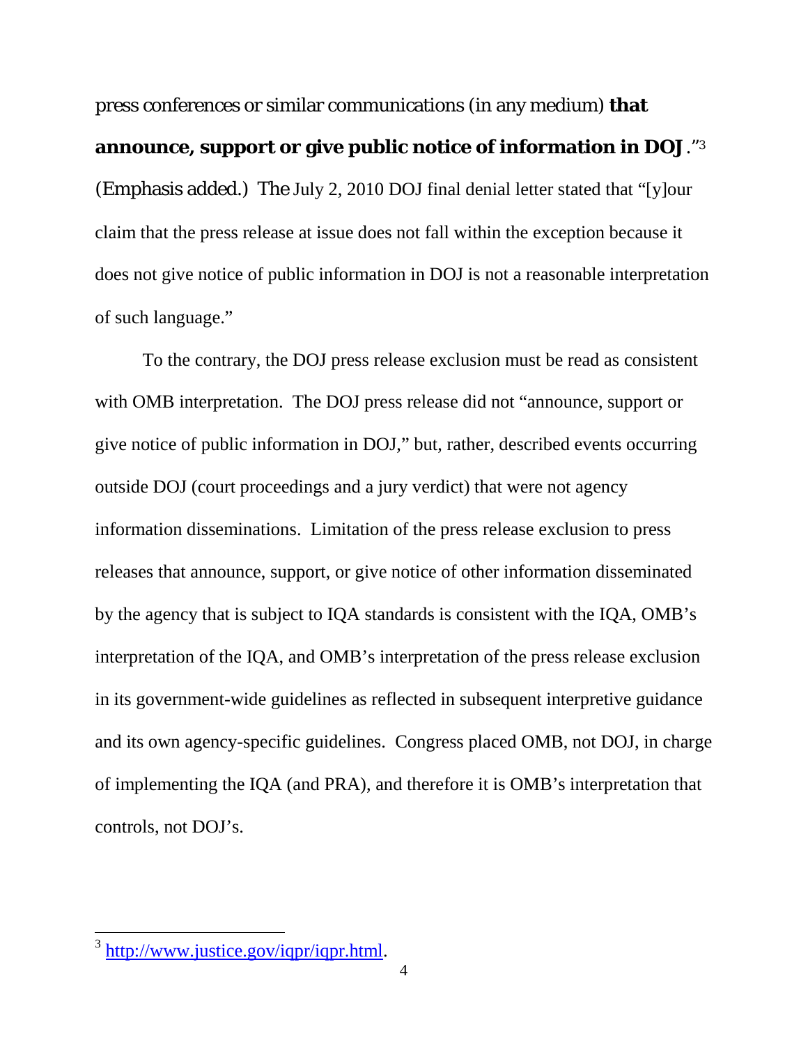press conferences or similar communications (in any medium) **that announce, support or give public notice of information in DOJ**."[3] (Emphasis added.) The July 2, 2010 DOJ final denial letter stated that "[y]our claim that the press release at issue does not fall within the exception because it does not give notice of public information in DOJ is not a reasonable interpretation of such language."

To the contrary, the DOJ press release exclusion must be read as consistent with OMB interpretation. The DOJ press release did not "announce, support or give notice of public information in DOJ," but, rather, described events occurring outside DOJ (court proceedings and a jury verdict) that were not agency information disseminations. Limitation of the press release exclusion to press releases that announce, support, or give notice of other information disseminated by the agency that is subject to IQA standards is consistent with the IQA, OMB's interpretation of the IQA, and OMB's interpretation of the press release exclusion in its government-wide guidelines as reflected in subsequent interpretive guidance and its own agency-specific guidelines. Congress placed OMB, not DOJ, in charge of implementing the IQA (and PRA), and therefore it is OMB's interpretation that controls, not DOJ's.

---

[3] http://www.justice.gov/iqpr/iqpr.html.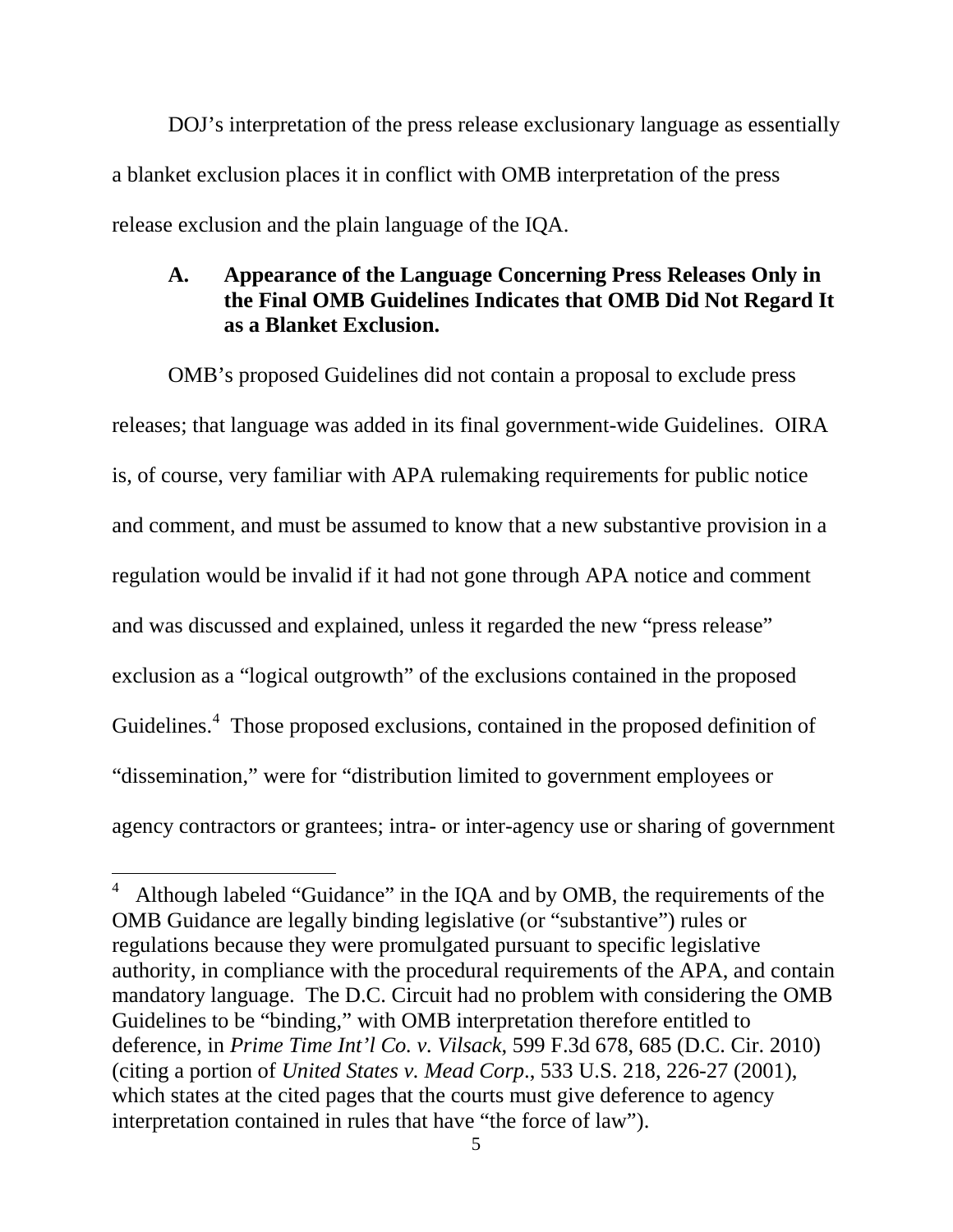DOJ's interpretation of the press release exclusionary language as essentially a blanket exclusion places it in conflict with OMB interpretation of the press release exclusion and the plain language of the IQA.

### A. Appearance of the Language Concerning Press Releases Only in the Final OMB Guidelines Indicates that OMB Did Not Regard It as a Blanket Exclusion.

OMB's proposed Guidelines did not contain a proposal to exclude press releases; that language was added in its final government-wide Guidelines. OIRA is, of course, very familiar with APA rulemaking requirements for public notice and comment, and must be assumed to know that a new substantive provision in a regulation would be invalid if it had not gone through APA notice and comment and was discussed and explained, unless it regarded the new "press release" exclusion as a "logical outgrowth" of the exclusions contained in the proposed Guidelines.[4] Those proposed exclusions, contained in the proposed definition of "dissemination," were for "distribution limited to government employees or agency contractors or grantees; intra- or inter-agency use or sharing of government

---

[4] Although labeled "Guidance" in the IQA and by OMB, the requirements of the OMB Guidance are legally binding legislative (or "substantive") rules or regulations because they were promulgated pursuant to specific legislative authority, in compliance with the procedural requirements of the APA, and contain mandatory language. The D.C. Circuit had no problem with considering the OMB Guidelines to be "binding," with OMB interpretation therefore entitled to deference, in *Prime Time Int'l Co. v. Vilsack*, 599 F.3d 678, 685 (D.C. Cir. 2010) (citing a portion of *United States v. Mead Corp*., 533 U.S. 218, 226-27 (2001), which states at the cited pages that the courts must give deference to agency interpretation contained in rules that have "the force of law").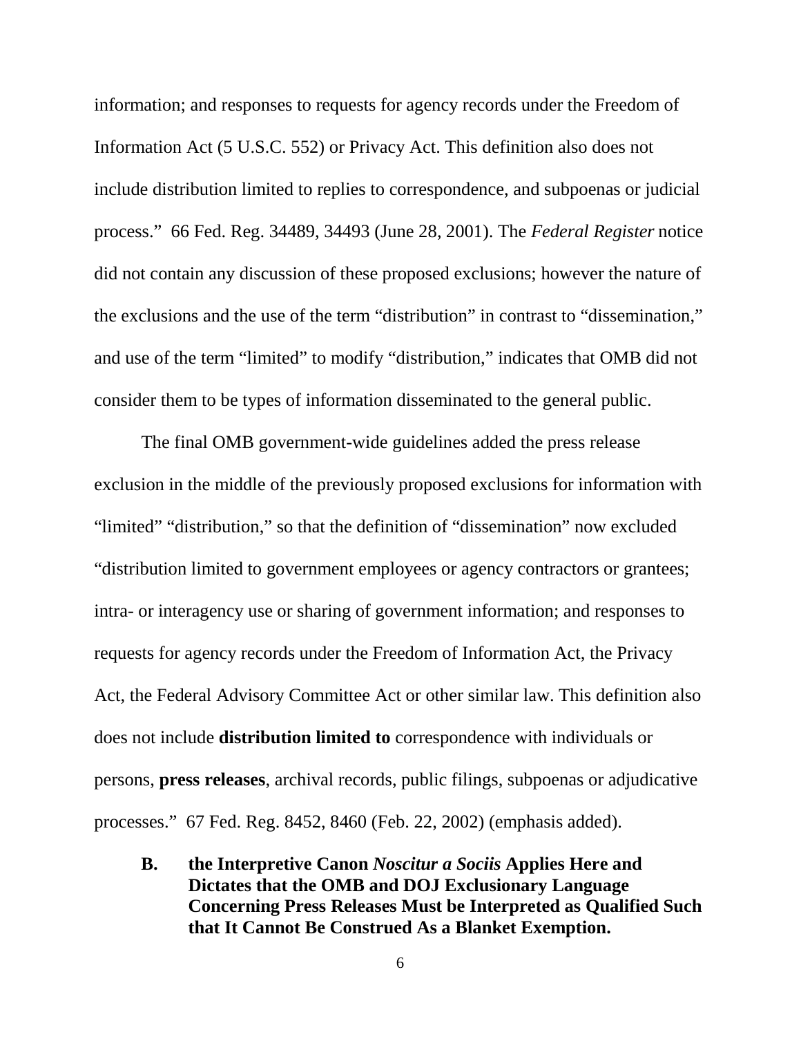information; and responses to requests for agency records under the Freedom of Information Act (5 U.S.C. 552) or Privacy Act. This definition also does not include distribution limited to replies to correspondence, and subpoenas or judicial process." 66 Fed. Reg. 34489, 34493 (June 28, 2001). The *Federal Register* notice did not contain any discussion of these proposed exclusions; however the nature of the exclusions and the use of the term "distribution" in contrast to "dissemination," and use of the term "limited" to modify "distribution," indicates that OMB did not consider them to be types of information disseminated to the general public.

The final OMB government-wide guidelines added the press release exclusion in the middle of the previously proposed exclusions for information with "limited" "distribution," so that the definition of "dissemination" now excluded "distribution limited to government employees or agency contractors or grantees; intra- or interagency use or sharing of government information; and responses to requests for agency records under the Freedom of Information Act, the Privacy Act, the Federal Advisory Committee Act or other similar law. This definition also does not include **distribution limited to** correspondence with individuals or persons, **press releases**, archival records, public filings, subpoenas or adjudicative processes." 67 Fed. Reg. 8452, 8460 (Feb. 22, 2002) (emphasis added).

### B. the Interpretive Canon *Noscitur a Sociis* Applies Here and Dictates that the OMB and DOJ Exclusionary Language Concerning Press Releases Must be Interpreted as Qualified Such that It Cannot Be Construed As a Blanket Exemption.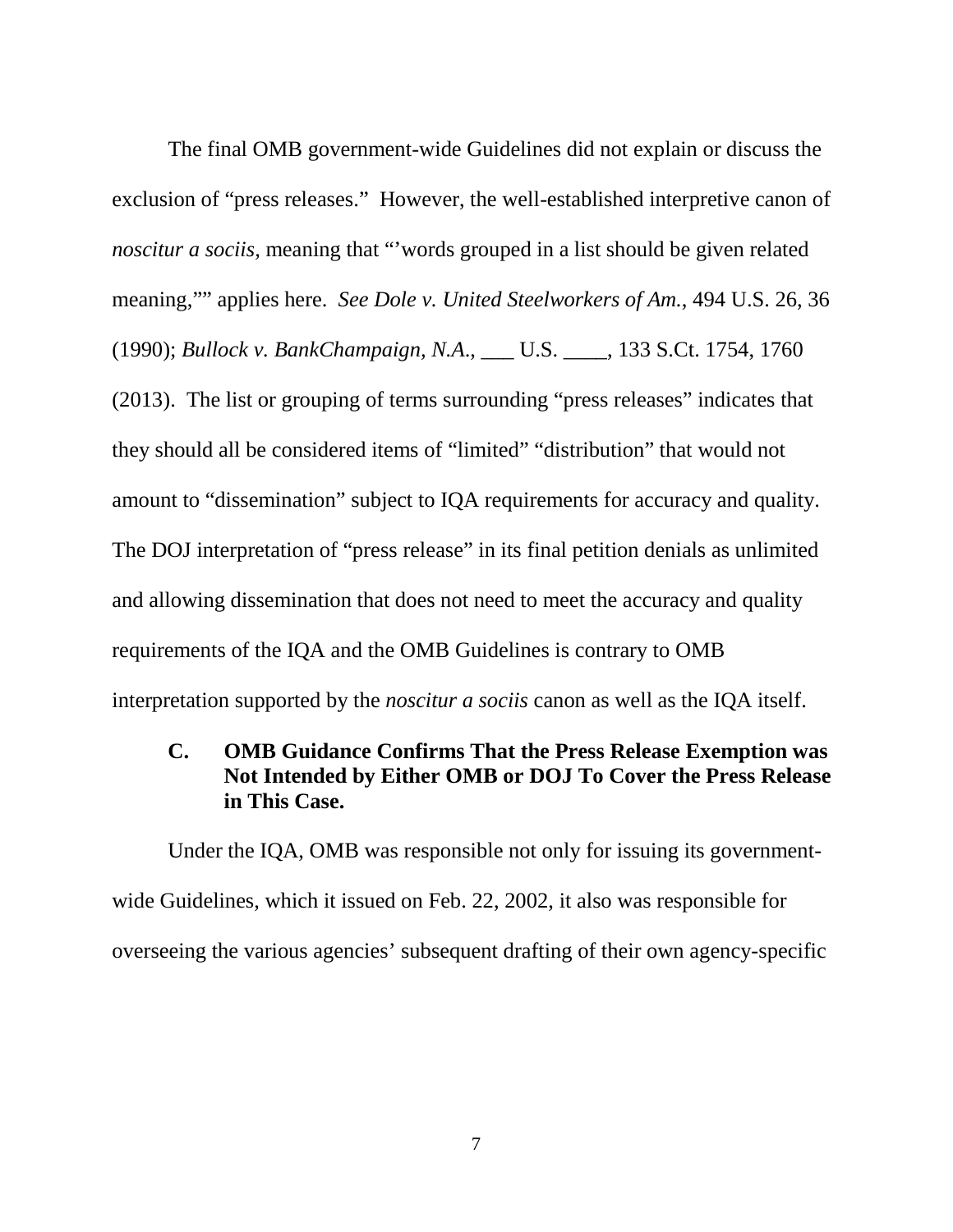The final OMB government-wide Guidelines did not explain or discuss the exclusion of "press releases." However, the well-established interpretive canon of *noscitur a sociis,* meaning that "'words grouped in a list should be given related meaning,"" applies here. *See Dole v. United Steelworkers of Am.*, 494 U.S. 26, 36 (1990); *Bullock v. BankChampaign, N.A*., ___ U.S. ____, 133 S.Ct. 1754, 1760 (2013). The list or grouping of terms surrounding "press releases" indicates that they should all be considered items of "limited" "distribution" that would not amount to "dissemination" subject to IQA requirements for accuracy and quality. The DOJ interpretation of "press release" in its final petition denials as unlimited and allowing dissemination that does not need to meet the accuracy and quality requirements of the IQA and the OMB Guidelines is contrary to OMB interpretation supported by the *noscitur a sociis* canon as well as the IQA itself.

### C. OMB Guidance Confirms That the Press Release Exemption was Not Intended by Either OMB or DOJ To Cover the Press Release in This Case.

Under the IQA, OMB was responsible not only for issuing its government-wide Guidelines, which it issued on Feb. 22, 2002, it also was responsible for overseeing the various agencies' subsequent drafting of their own agency-specific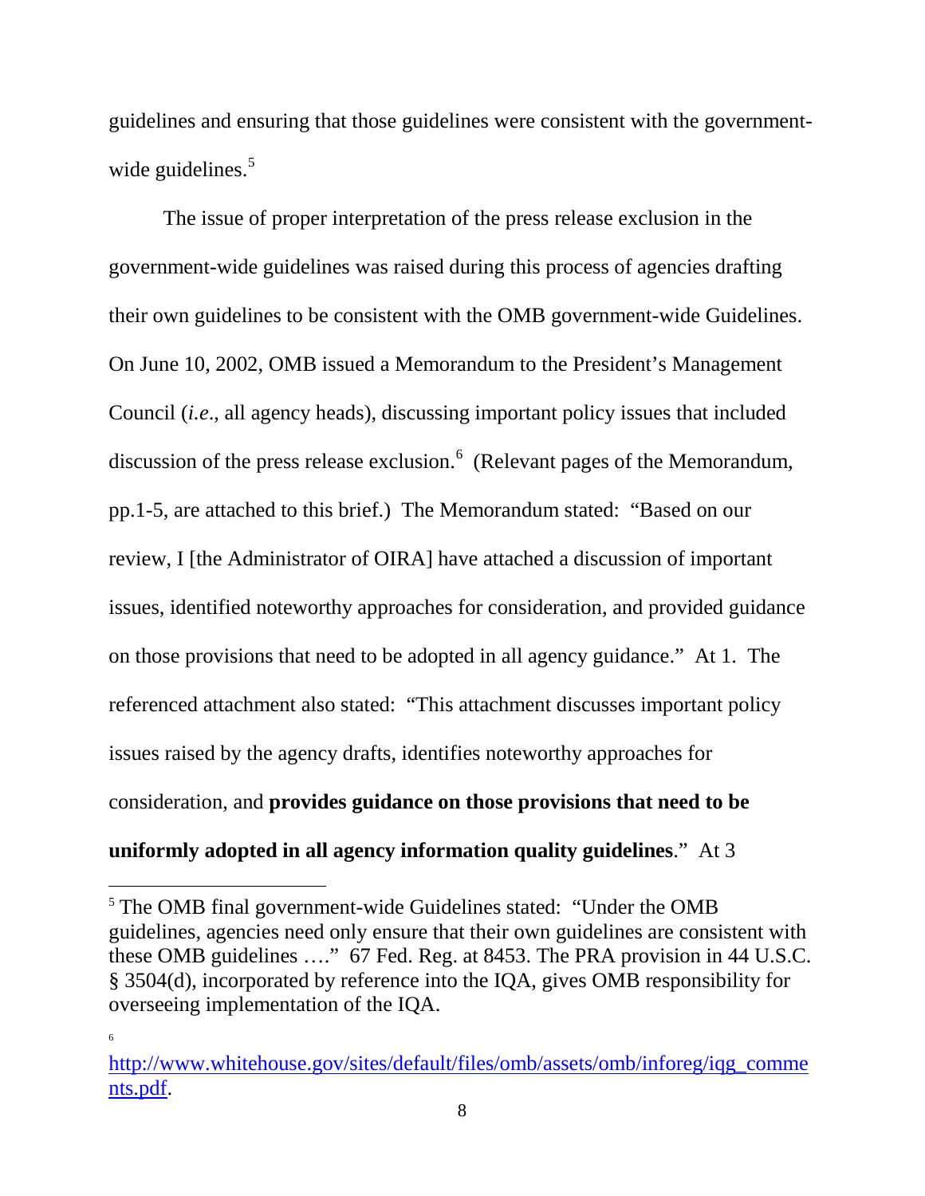guidelines and ensuring that those guidelines were consistent with the government-wide guidelines.[5]

The issue of proper interpretation of the press release exclusion in the government-wide guidelines was raised during this process of agencies drafting their own guidelines to be consistent with the OMB government-wide Guidelines. On June 10, 2002, OMB issued a Memorandum to the President's Management Council (*i.e*., all agency heads), discussing important policy issues that included discussion of the press release exclusion.[6] (Relevant pages of the Memorandum, pp.1-5, are attached to this brief.) The Memorandum stated: "Based on our review, I [the Administrator of OIRA] have attached a discussion of important issues, identified noteworthy approaches for consideration, and provided guidance on those provisions that need to be adopted in all agency guidance." At 1. The referenced attachment also stated: "This attachment discusses important policy issues raised by the agency drafts, identifies noteworthy approaches for consideration, and **provides guidance on those provisions that need to be uniformly adopted in all agency information quality guidelines**." At 3

---

[5] The OMB final government-wide Guidelines stated: "Under the OMB guidelines, agencies need only ensure that their own guidelines are consistent with these OMB guidelines …." 67 Fed. Reg. at 8453. The PRA provision in 44 U.S.C. § 3504(d), incorporated by reference into the IQA, gives OMB responsibility for overseeing implementation of the IQA.

[6] http://www.whitehouse.gov/sites/default/files/omb/assets/omb/inforeg/iqg_comments.pdf.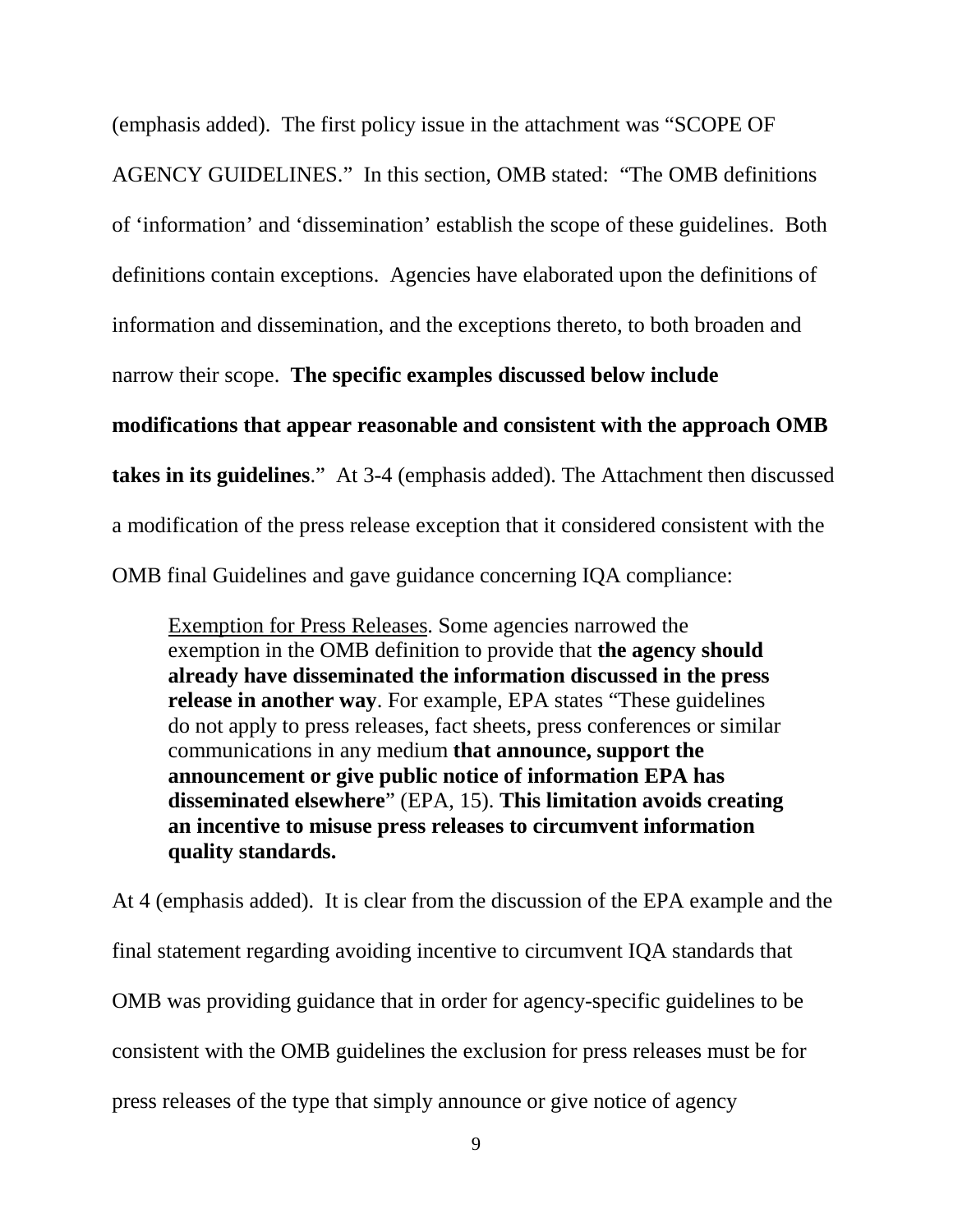(emphasis added). The first policy issue in the attachment was "SCOPE OF AGENCY GUIDELINES." In this section, OMB stated: "The OMB definitions of 'information' and 'dissemination' establish the scope of these guidelines. Both definitions contain exceptions. Agencies have elaborated upon the definitions of information and dissemination, and the exceptions thereto, to both broaden and narrow their scope. **The specific examples discussed below include modifications that appear reasonable and consistent with the approach OMB takes in its guidelines**." At 3-4 (emphasis added). The Attachment then discussed a modification of the press release exception that it considered consistent with the OMB final Guidelines and gave guidance concerning IQA compliance:

> <u>Exemption for Press Releases</u>. Some agencies narrowed the exemption in the OMB definition to provide that **the agency should already have disseminated the information discussed in the press release in another way**. For example, EPA states "These guidelines do not apply to press releases, fact sheets, press conferences or similar communications in any medium **that announce, support the announcement or give public notice of information EPA has disseminated elsewhere**" (EPA, 15). **This limitation avoids creating an incentive to misuse press releases to circumvent information quality standards.**

At 4 (emphasis added). It is clear from the discussion of the EPA example and the final statement regarding avoiding incentive to circumvent IQA standards that OMB was providing guidance that in order for agency-specific guidelines to be consistent with the OMB guidelines the exclusion for press releases must be for press releases of the type that simply announce or give notice of agency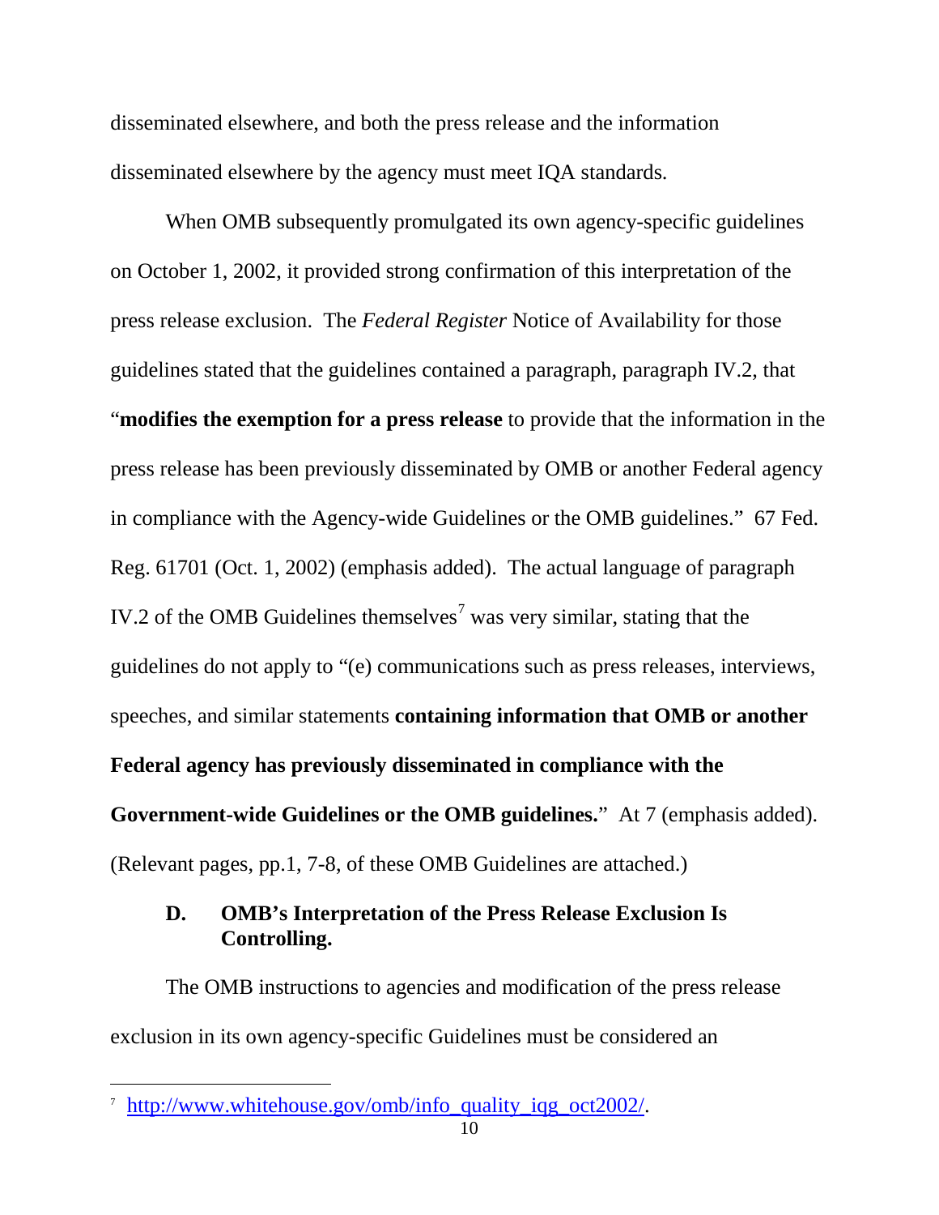disseminated elsewhere, and both the press release and the information disseminated elsewhere by the agency must meet IQA standards.

When OMB subsequently promulgated its own agency-specific guidelines on October 1, 2002, it provided strong confirmation of this interpretation of the press release exclusion. The *Federal Register* Notice of Availability for those guidelines stated that the guidelines contained a paragraph, paragraph IV.2, that "**modifies the exemption for a press release** to provide that the information in the press release has been previously disseminated by OMB or another Federal agency in compliance with the Agency-wide Guidelines or the OMB guidelines." 67 Fed. Reg. 61701 (Oct. 1, 2002) (emphasis added). The actual language of paragraph IV.2 of the OMB Guidelines themselves[7] was very similar, stating that the guidelines do not apply to "(e) communications such as press releases, interviews, speeches, and similar statements **containing information that OMB or another Federal agency has previously disseminated in compliance with the Government-wide Guidelines or the OMB guidelines.**" At 7 (emphasis added). (Relevant pages, pp.1, 7-8, of these OMB Guidelines are attached.)

### D. OMB's Interpretation of the Press Release Exclusion Is Controlling.

The OMB instructions to agencies and modification of the press release exclusion in its own agency-specific Guidelines must be considered an

---

[7] http://www.whitehouse.gov/omb/info_quality_iqg_oct2002/.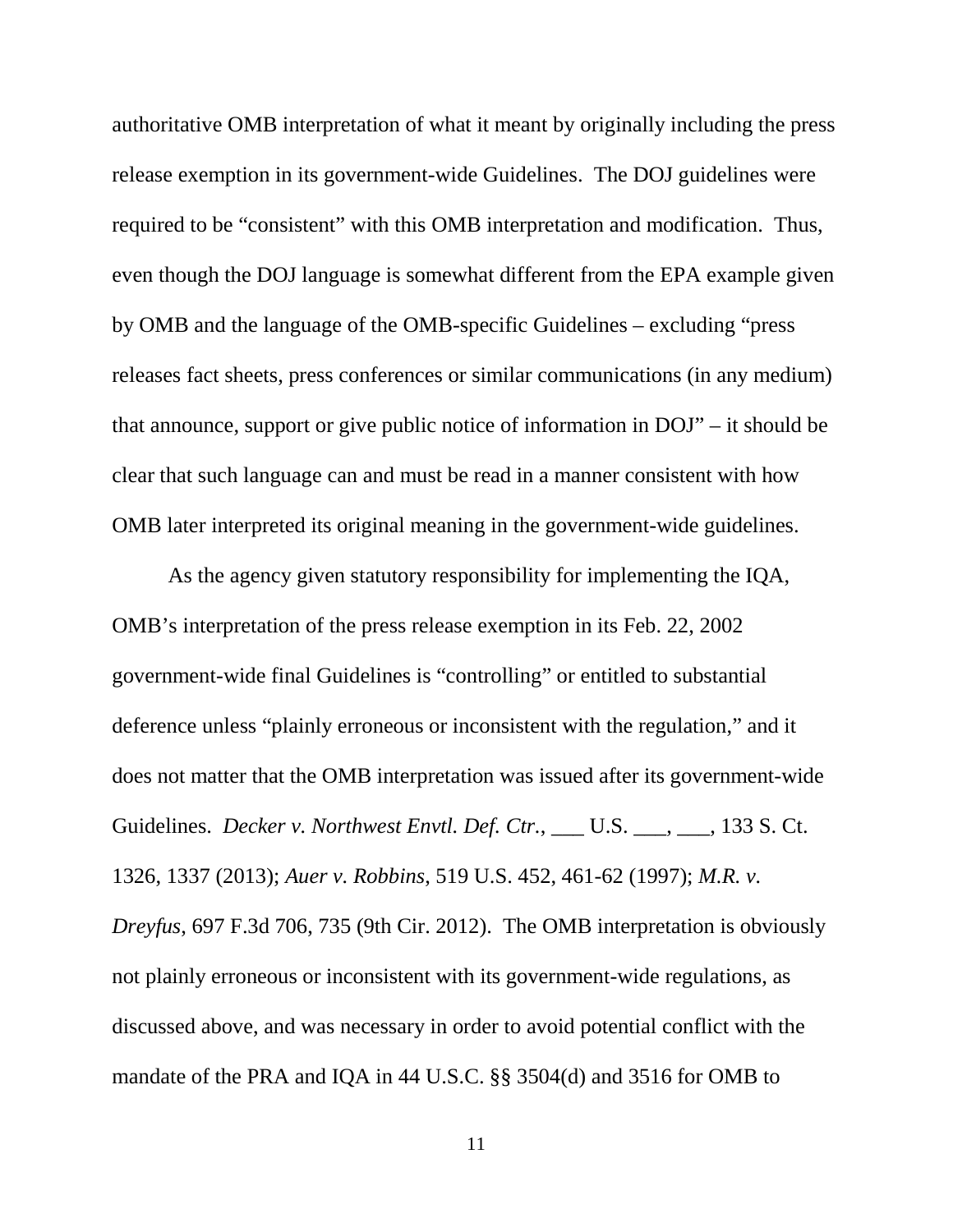authoritative OMB interpretation of what it meant by originally including the press release exemption in its government-wide Guidelines. The DOJ guidelines were required to be "consistent" with this OMB interpretation and modification. Thus, even though the DOJ language is somewhat different from the EPA example given by OMB and the language of the OMB-specific Guidelines – excluding "press releases fact sheets, press conferences or similar communications (in any medium) that announce, support or give public notice of information in DOJ" – it should be clear that such language can and must be read in a manner consistent with how OMB later interpreted its original meaning in the government-wide guidelines.

As the agency given statutory responsibility for implementing the IQA, OMB's interpretation of the press release exemption in its Feb. 22, 2002 government-wide final Guidelines is "controlling" or entitled to substantial deference unless "plainly erroneous or inconsistent with the regulation," and it does not matter that the OMB interpretation was issued after its government-wide Guidelines. *Decker v. Northwest Envtl. Def. Ctr.*, ___ U.S. ___, ___, 133 S. Ct. 1326, 1337 (2013); *Auer v. Robbins*, 519 U.S. 452, 461-62 (1997); *M.R. v. Dreyfus*, 697 F.3d 706, 735 (9th Cir. 2012). The OMB interpretation is obviously not plainly erroneous or inconsistent with its government-wide regulations, as discussed above, and was necessary in order to avoid potential conflict with the mandate of the PRA and IQA in 44 U.S.C. §§ 3504(d) and 3516 for OMB to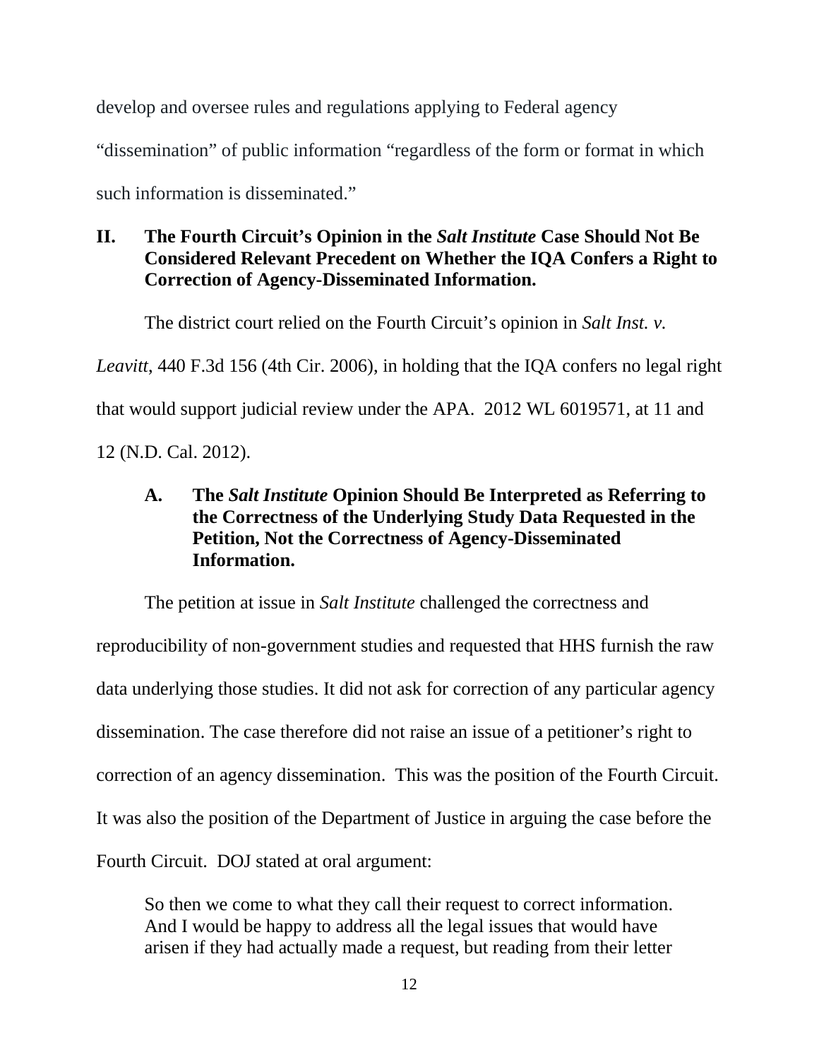develop and oversee rules and regulations applying to Federal agency "dissemination" of public information "regardless of the form or format in which such information is disseminated."

## II. The Fourth Circuit's Opinion in the *Salt Institute* Case Should Not Be Considered Relevant Precedent on Whether the IQA Confers a Right to Correction of Agency-Disseminated Information.

The district court relied on the Fourth Circuit's opinion in *Salt Inst. v. Leavitt*, 440 F.3d 156 (4th Cir. 2006), in holding that the IQA confers no legal right that would support judicial review under the APA. 2012 WL 6019571, at 11 and 12 (N.D. Cal. 2012).

### A. The *Salt Institute* Opinion Should Be Interpreted as Referring to the Correctness of the Underlying Study Data Requested in the Petition, Not the Correctness of Agency-Disseminated Information.

The petition at issue in *Salt Institute* challenged the correctness and reproducibility of non-government studies and requested that HHS furnish the raw data underlying those studies. It did not ask for correction of any particular agency dissemination. The case therefore did not raise an issue of a petitioner's right to correction of an agency dissemination. This was the position of the Fourth Circuit. It was also the position of the Department of Justice in arguing the case before the Fourth Circuit. DOJ stated at oral argument:

> So then we come to what they call their request to correct information. And I would be happy to address all the legal issues that would have arisen if they had actually made a request, but reading from their letter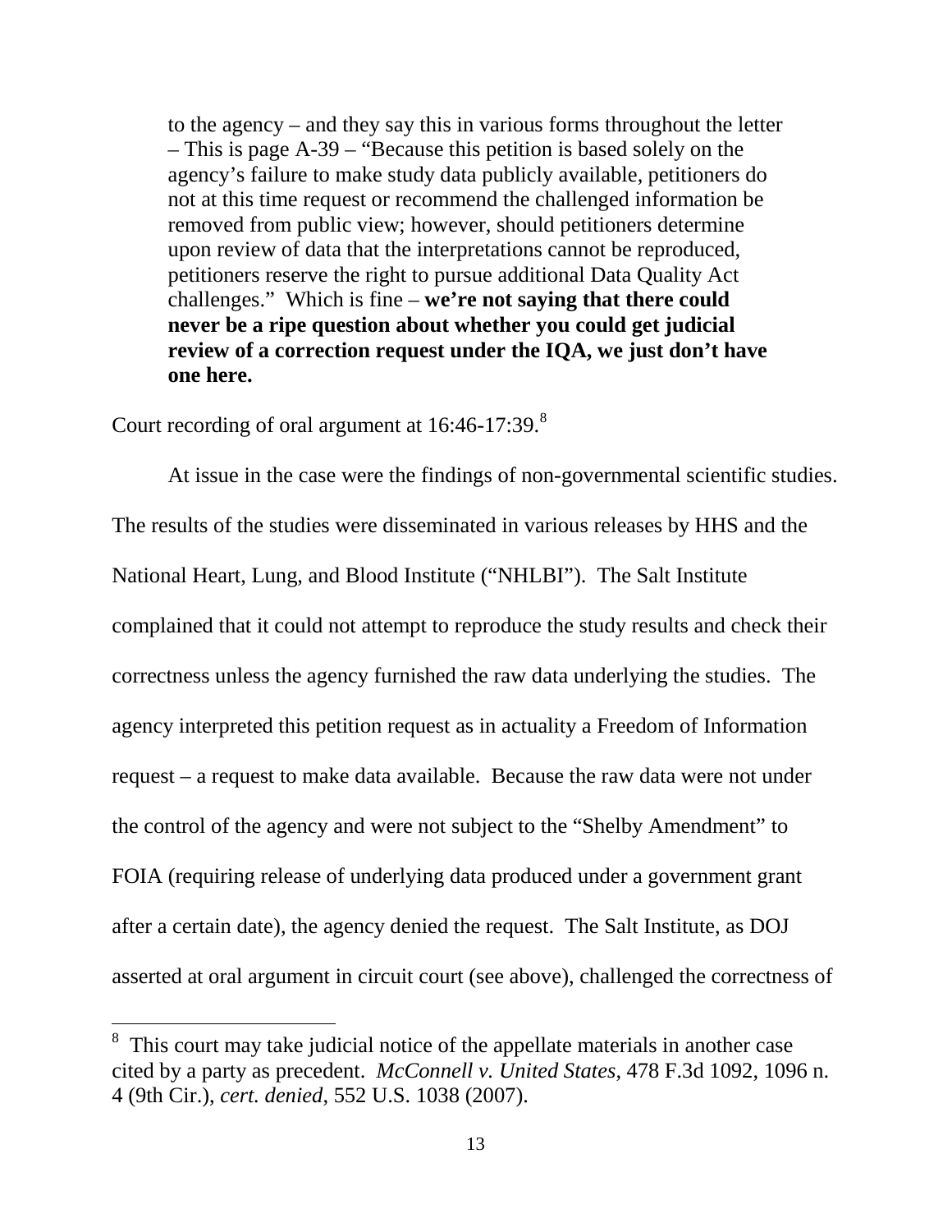> to the agency – and they say this in various forms throughout the letter – This is page A-39 – "Because this petition is based solely on the agency's failure to make study data publicly available, petitioners do not at this time request or recommend the challenged information be removed from public view; however, should petitioners determine upon review of data that the interpretations cannot be reproduced, petitioners reserve the right to pursue additional Data Quality Act challenges." Which is fine – **we're not saying that there could never be a ripe question about whether you could get judicial review of a correction request under the IQA, we just don't have one here.**

Court recording of oral argument at 16:46-17:39.[8]

At issue in the case were the findings of non-governmental scientific studies. The results of the studies were disseminated in various releases by HHS and the National Heart, Lung, and Blood Institute ("NHLBI"). The Salt Institute complained that it could not attempt to reproduce the study results and check their correctness unless the agency furnished the raw data underlying the studies. The agency interpreted this petition request as in actuality a Freedom of Information request – a request to make data available. Because the raw data were not under the control of the agency and were not subject to the "Shelby Amendment" to FOIA (requiring release of underlying data produced under a government grant after a certain date), the agency denied the request. The Salt Institute, as DOJ asserted at oral argument in circuit court (see above), challenged the correctness of

---

[8] This court may take judicial notice of the appellate materials in another case cited by a party as precedent. *McConnell v. United States*, 478 F.3d 1092, 1096 n. 4 (9th Cir.), *cert. denied*, 552 U.S. 1038 (2007).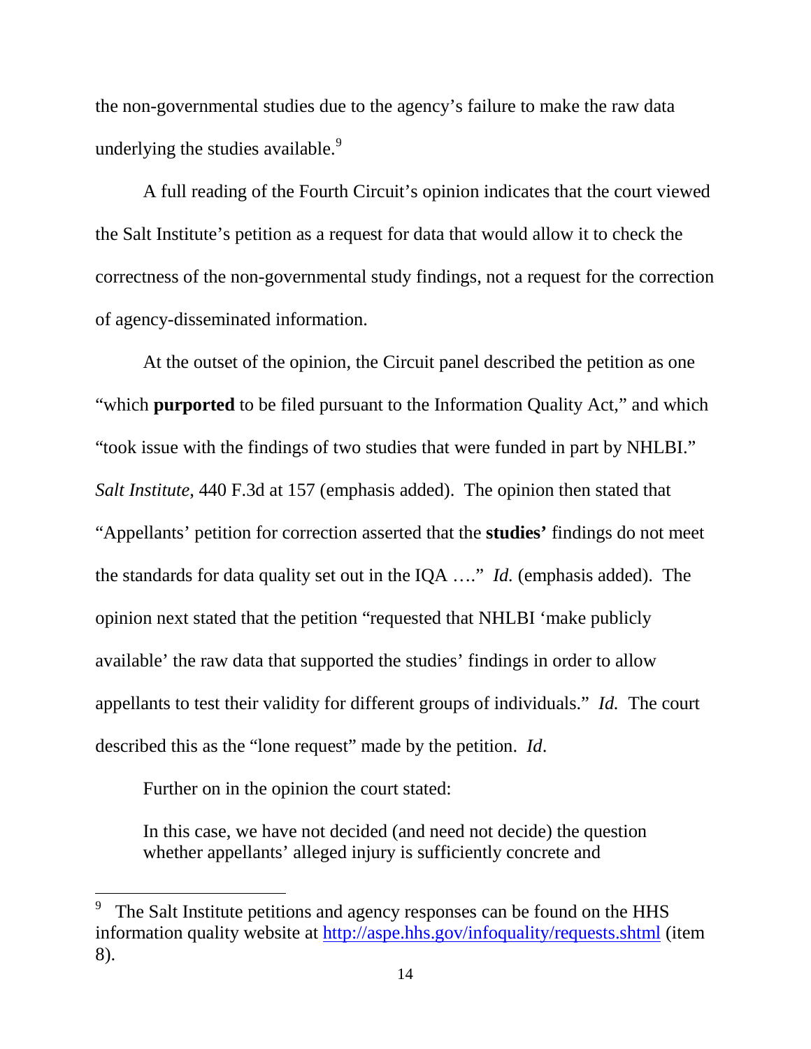the non-governmental studies due to the agency's failure to make the raw data underlying the studies available.[9]

A full reading of the Fourth Circuit's opinion indicates that the court viewed the Salt Institute's petition as a request for data that would allow it to check the correctness of the non-governmental study findings, not a request for the correction of agency-disseminated information.

At the outset of the opinion, the Circuit panel described the petition as one "which **purported** to be filed pursuant to the Information Quality Act," and which "took issue with the findings of two studies that were funded in part by NHLBI." *Salt Institute*, 440 F.3d at 157 (emphasis added). The opinion then stated that "Appellants' petition for correction asserted that the **studies'** findings do not meet the standards for data quality set out in the IQA …." *Id.* (emphasis added). The opinion next stated that the petition "requested that NHLBI 'make publicly available' the raw data that supported the studies' findings in order to allow appellants to test their validity for different groups of individuals." *Id.* The court described this as the "lone request" made by the petition. *Id*.

Further on in the opinion the court stated:

> In this case, we have not decided (and need not decide) the question whether appellants' alleged injury is sufficiently concrete and

[9] The Salt Institute petitions and agency responses can be found on the HHS information quality website at http://aspe.hhs.gov/infoquality/requests.shtml (item 8).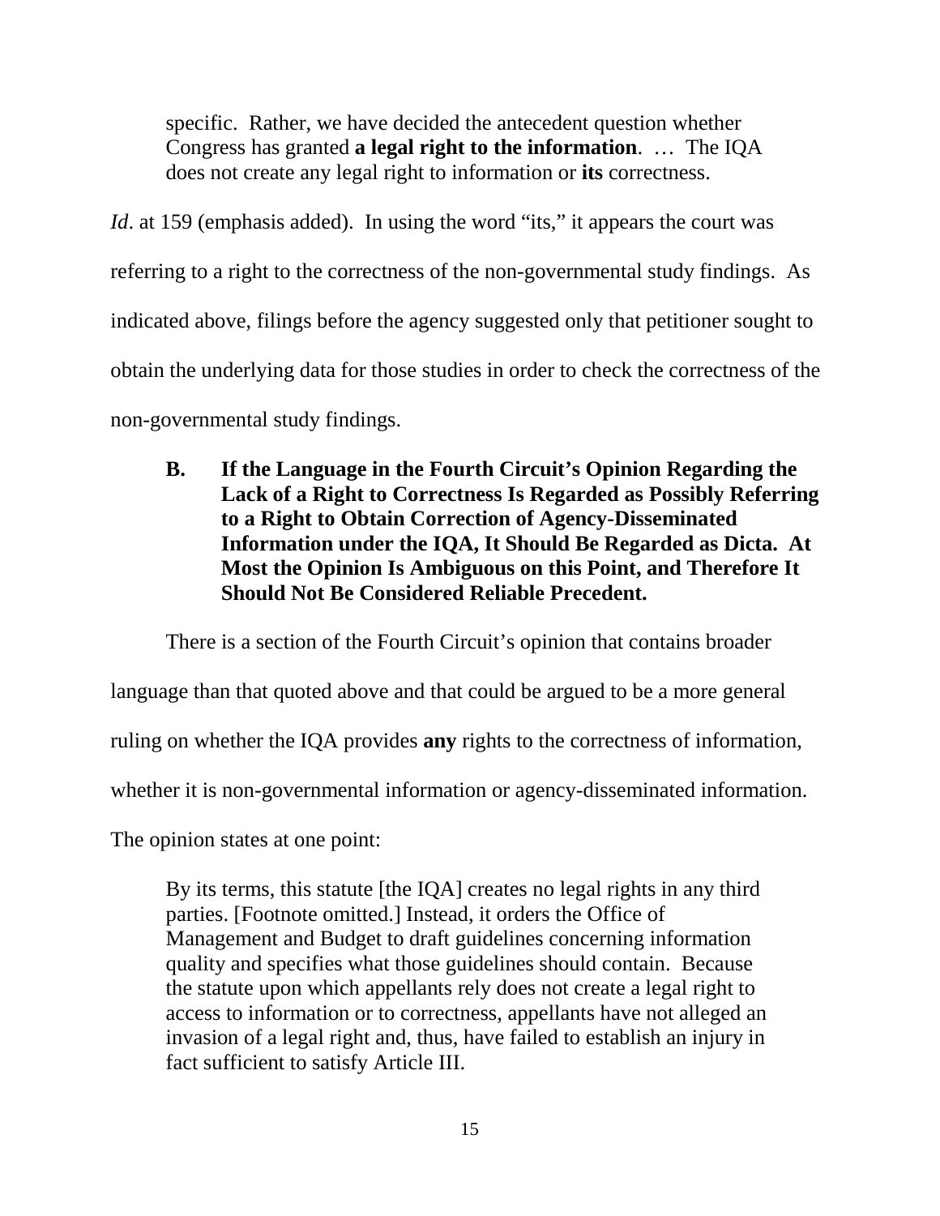> specific. Rather, we have decided the antecedent question whether Congress has granted **a legal right to the information**. … The IQA does not create any legal right to information or **its** correctness.

*Id*. at 159 (emphasis added). In using the word "its," it appears the court was referring to a right to the correctness of the non-governmental study findings. As indicated above, filings before the agency suggested only that petitioner sought to obtain the underlying data for those studies in order to check the correctness of the non-governmental study findings.

### B. If the Language in the Fourth Circuit's Opinion Regarding the Lack of a Right to Correctness Is Regarded as Possibly Referring to a Right to Obtain Correction of Agency-Disseminated Information under the IQA, It Should Be Regarded as Dicta. At Most the Opinion Is Ambiguous on this Point, and Therefore It Should Not Be Considered Reliable Precedent.

There is a section of the Fourth Circuit's opinion that contains broader language than that quoted above and that could be argued to be a more general ruling on whether the IQA provides **any** rights to the correctness of information, whether it is non-governmental information or agency-disseminated information. The opinion states at one point:

> By its terms, this statute [the IQA] creates no legal rights in any third parties. [Footnote omitted.] Instead, it orders the Office of Management and Budget to draft guidelines concerning information quality and specifies what those guidelines should contain. Because the statute upon which appellants rely does not create a legal right to access to information or to correctness, appellants have not alleged an invasion of a legal right and, thus, have failed to establish an injury in fact sufficient to satisfy Article III.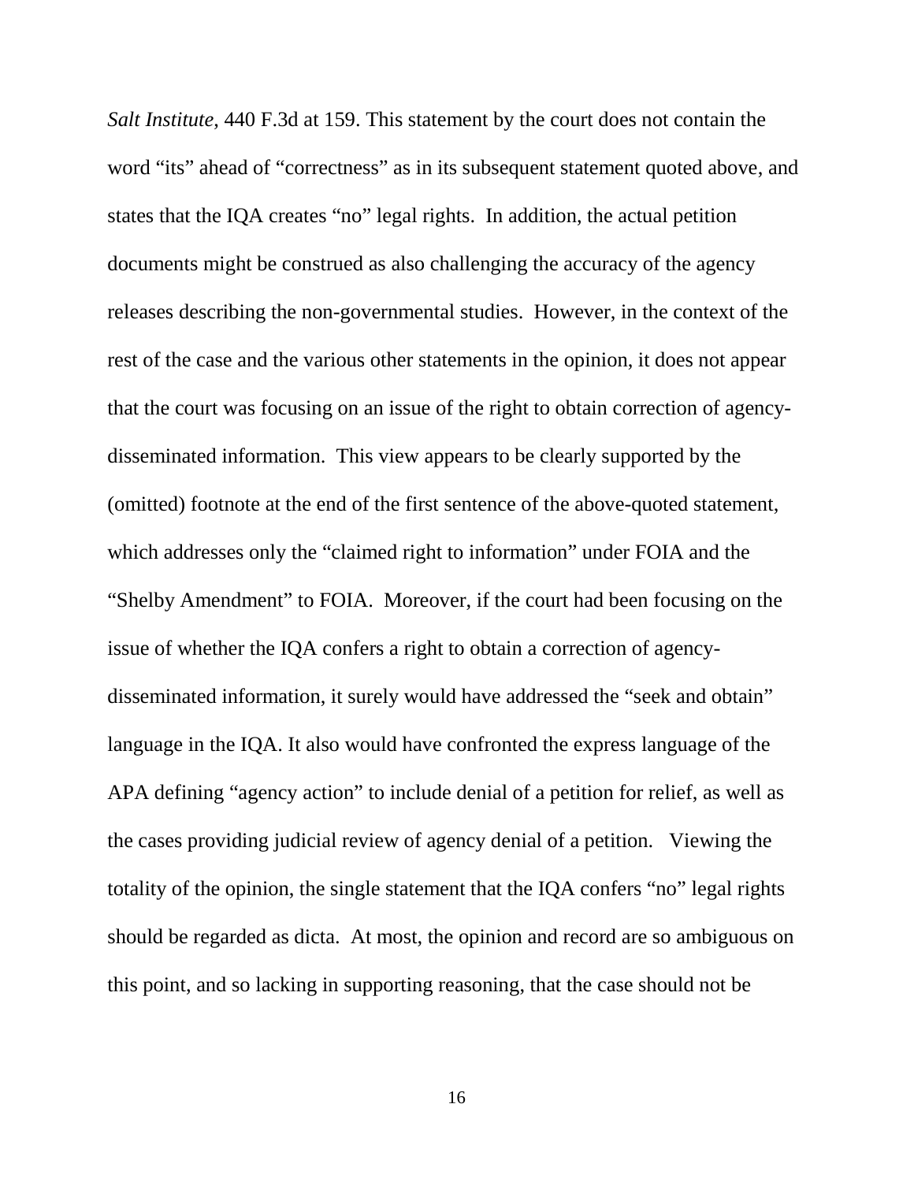*Salt Institute*, 440 F.3d at 159. This statement by the court does not contain the word "its" ahead of "correctness" as in its subsequent statement quoted above, and states that the IQA creates "no" legal rights. In addition, the actual petition documents might be construed as also challenging the accuracy of the agency releases describing the non-governmental studies. However, in the context of the rest of the case and the various other statements in the opinion, it does not appear that the court was focusing on an issue of the right to obtain correction of agency-disseminated information. This view appears to be clearly supported by the (omitted) footnote at the end of the first sentence of the above-quoted statement, which addresses only the "claimed right to information" under FOIA and the "Shelby Amendment" to FOIA. Moreover, if the court had been focusing on the issue of whether the IQA confers a right to obtain a correction of agency-disseminated information, it surely would have addressed the "seek and obtain" language in the IQA. It also would have confronted the express language of the APA defining "agency action" to include denial of a petition for relief, as well as the cases providing judicial review of agency denial of a petition. Viewing the totality of the opinion, the single statement that the IQA confers "no" legal rights should be regarded as dicta. At most, the opinion and record are so ambiguous on this point, and so lacking in supporting reasoning, that the case should not be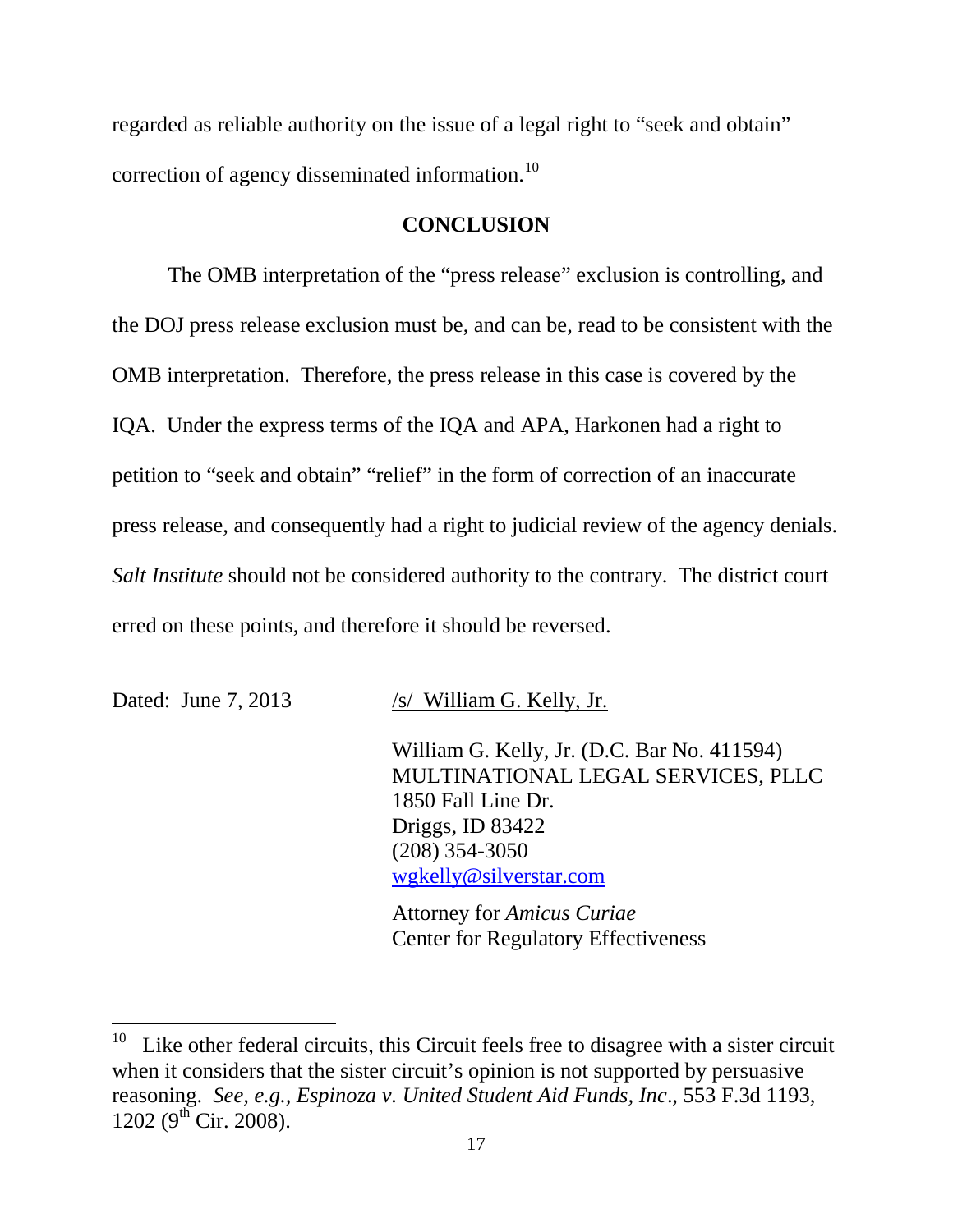regarded as reliable authority on the issue of a legal right to "seek and obtain" correction of agency disseminated information.[10]

## CONCLUSION

The OMB interpretation of the "press release" exclusion is controlling, and the DOJ press release exclusion must be, and can be, read to be consistent with the OMB interpretation. Therefore, the press release in this case is covered by the IQA. Under the express terms of the IQA and APA, Harkonen had a right to petition to "seek and obtain" "relief" in the form of correction of an inaccurate press release, and consequently had a right to judicial review of the agency denials. *Salt Institute* should not be considered authority to the contrary. The district court erred on these points, and therefore it should be reversed.

Dated: June 7, 2013

/s/ William G. Kelly, Jr.

William G. Kelly, Jr. (D.C. Bar No. 411594)
MULTINATIONAL LEGAL SERVICES, PLLC
1850 Fall Line Dr.
Driggs, ID 83422
(208) 354-3050
wgkelly@silverstar.com

Attorney for *Amicus Curiae*
Center for Regulatory Effectiveness

---

[10] Like other federal circuits, this Circuit feels free to disagree with a sister circuit when it considers that the sister circuit's opinion is not supported by persuasive reasoning. *See, e.g., Espinoza v. United Student Aid Funds, Inc.*, 553 F.3d 1193, 1202 (9th Cir. 2008).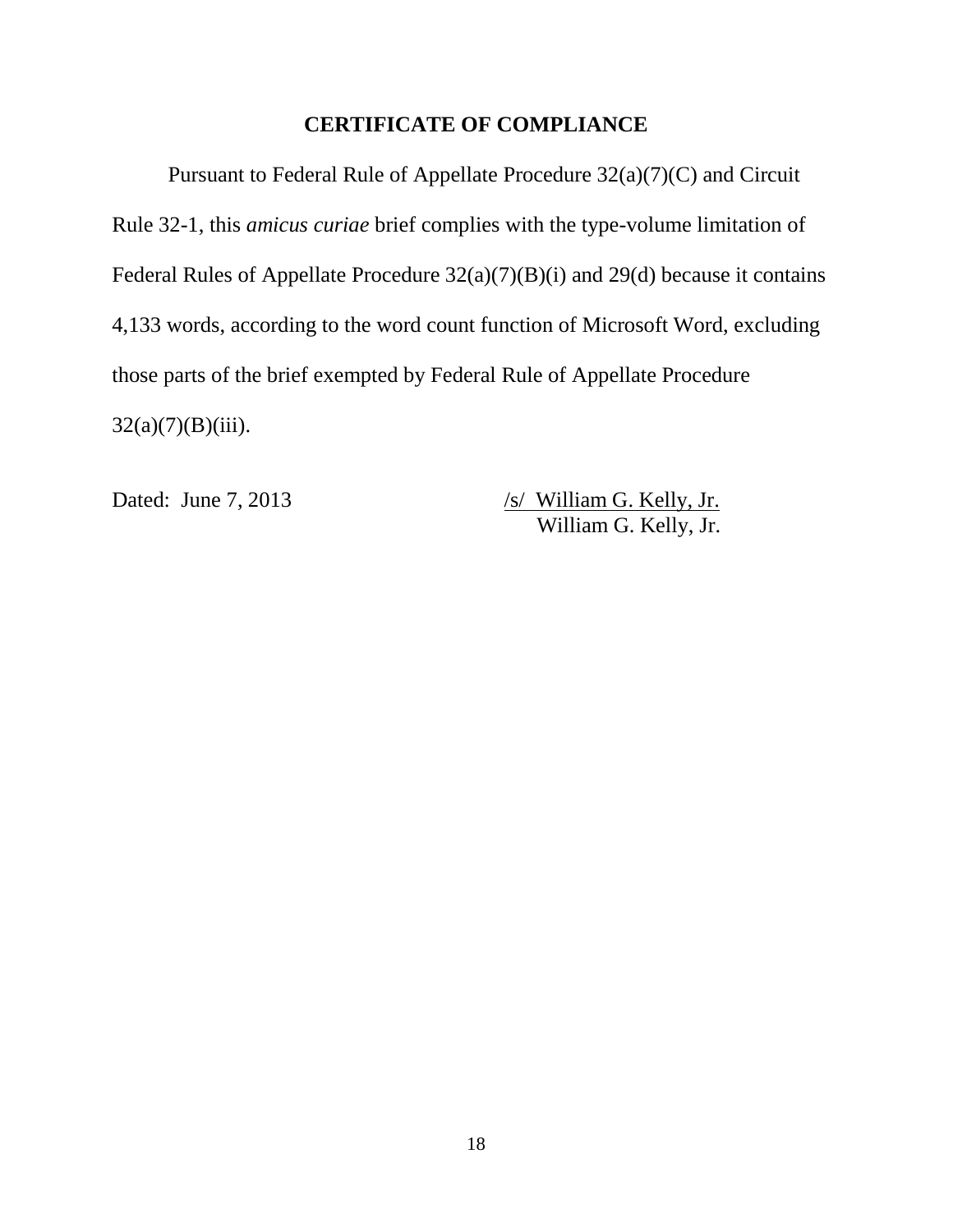## CERTIFICATE OF COMPLIANCE

Pursuant to Federal Rule of Appellate Procedure 32(a)(7)(C) and Circuit Rule 32-1, this *amicus curiae* brief complies with the type-volume limitation of Federal Rules of Appellate Procedure 32(a)(7)(B)(i) and 29(d) because it contains 4,133 words, according to the word count function of Microsoft Word, excluding those parts of the brief exempted by Federal Rule of Appellate Procedure 32(a)(7)(B)(iii).

Dated: June 7, 2013

/s/ William G. Kelly, Jr.
William G. Kelly, Jr.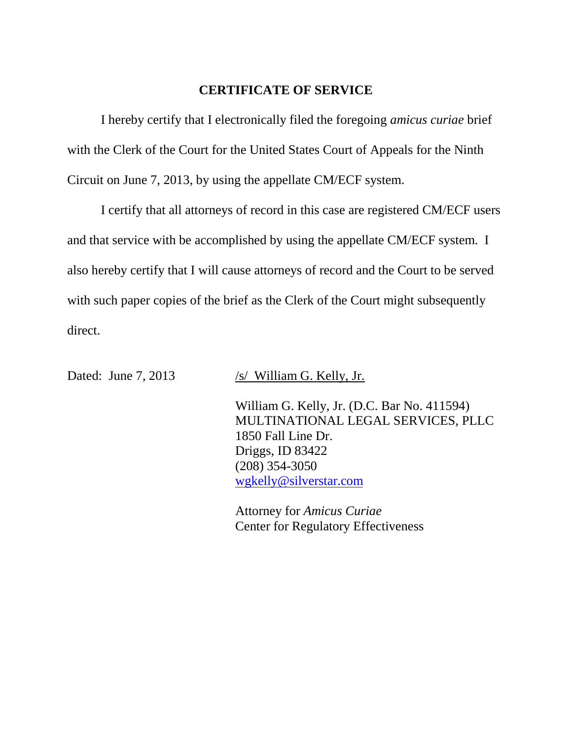## CERTIFICATE OF SERVICE

I hereby certify that I electronically filed the foregoing *amicus curiae* brief with the Clerk of the Court for the United States Court of Appeals for the Ninth Circuit on June 7, 2013, by using the appellate CM/ECF system.

I certify that all attorneys of record in this case are registered CM/ECF users and that service with be accomplished by using the appellate CM/ECF system. I also hereby certify that I will cause attorneys of record and the Court to be served with such paper copies of the brief as the Clerk of the Court might subsequently direct.

Dated: June 7, 2013

/s/ William G. Kelly, Jr.

William G. Kelly, Jr. (D.C. Bar No. 411594)
MULTINATIONAL LEGAL SERVICES, PLLC
1850 Fall Line Dr.
Driggs, ID 83422
(208) 354-3050
wgkelly@silverstar.com

Attorney for *Amicus Curiae*
Center for Regulatory Effectiveness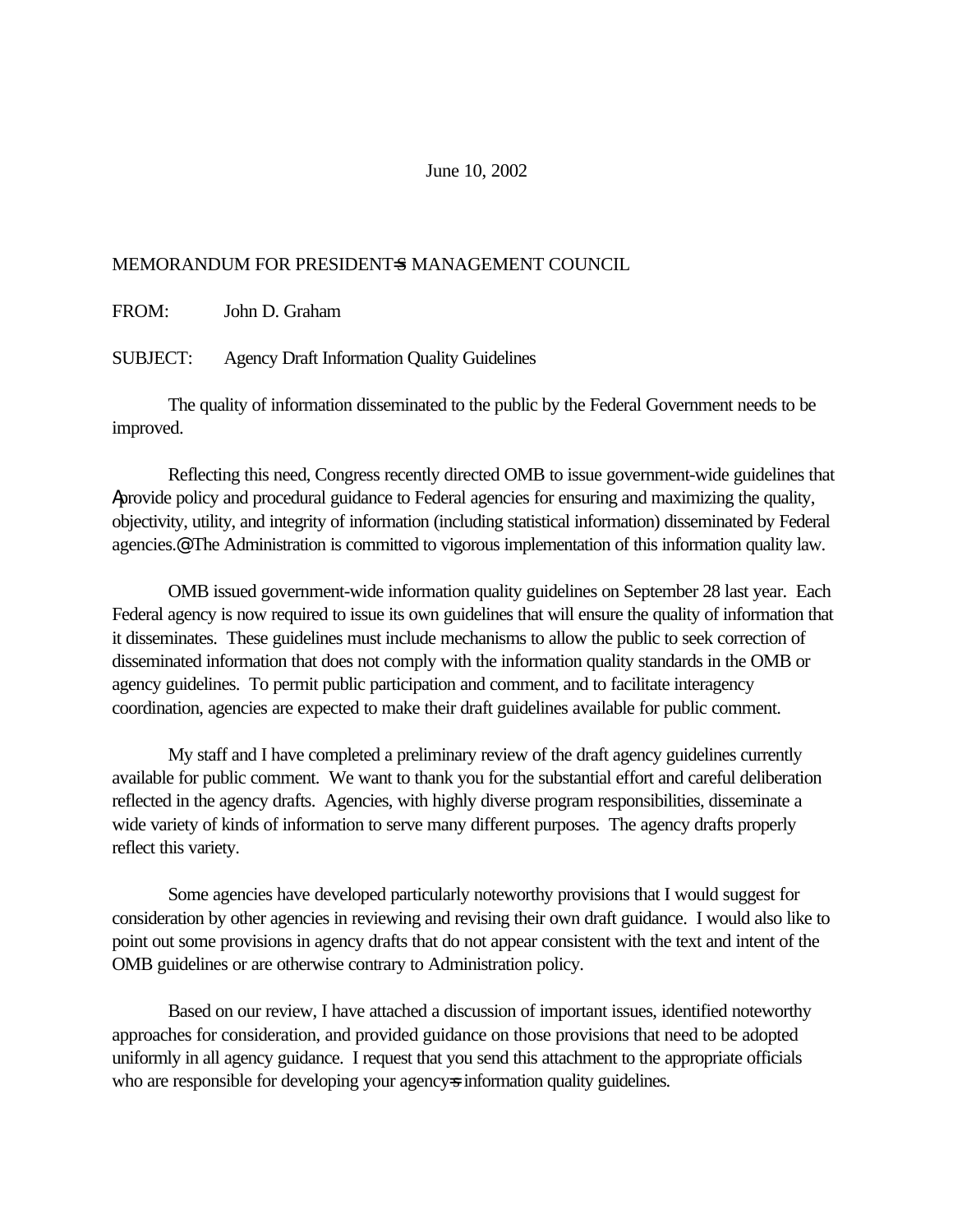June 10, 2002

MEMORANDUM FOR PRESIDENT=S MANAGEMENT COUNCIL

FROM: John D. Graham

SUBJECT: Agency Draft Information Quality Guidelines

The quality of information disseminated to the public by the Federal Government needs to be improved.

Reflecting this need, Congress recently directed OMB to issue government-wide guidelines that Aprovide policy and procedural guidance to Federal agencies for ensuring and maximizing the quality, objectivity, utility, and integrity of information (including statistical information) disseminated by Federal agencies.@ The Administration is committed to vigorous implementation of this information quality law.

OMB issued government-wide information quality guidelines on September 28 last year. Each Federal agency is now required to issue its own guidelines that will ensure the quality of information that it disseminates. These guidelines must include mechanisms to allow the public to seek correction of disseminated information that does not comply with the information quality standards in the OMB or agency guidelines. To permit public participation and comment, and to facilitate interagency coordination, agencies are expected to make their draft guidelines available for public comment.

My staff and I have completed a preliminary review of the draft agency guidelines currently available for public comment. We want to thank you for the substantial effort and careful deliberation reflected in the agency drafts. Agencies, with highly diverse program responsibilities, disseminate a wide variety of kinds of information to serve many different purposes. The agency drafts properly reflect this variety.

Some agencies have developed particularly noteworthy provisions that I would suggest for consideration by other agencies in reviewing and revising their own draft guidance. I would also like to point out some provisions in agency drafts that do not appear consistent with the text and intent of the OMB guidelines or are otherwise contrary to Administration policy.

Based on our review, I have attached a discussion of important issues, identified noteworthy approaches for consideration, and provided guidance on those provisions that need to be adopted uniformly in all agency guidance. I request that you send this attachment to the appropriate officials who are responsible for developing your agency=s information quality guidelines.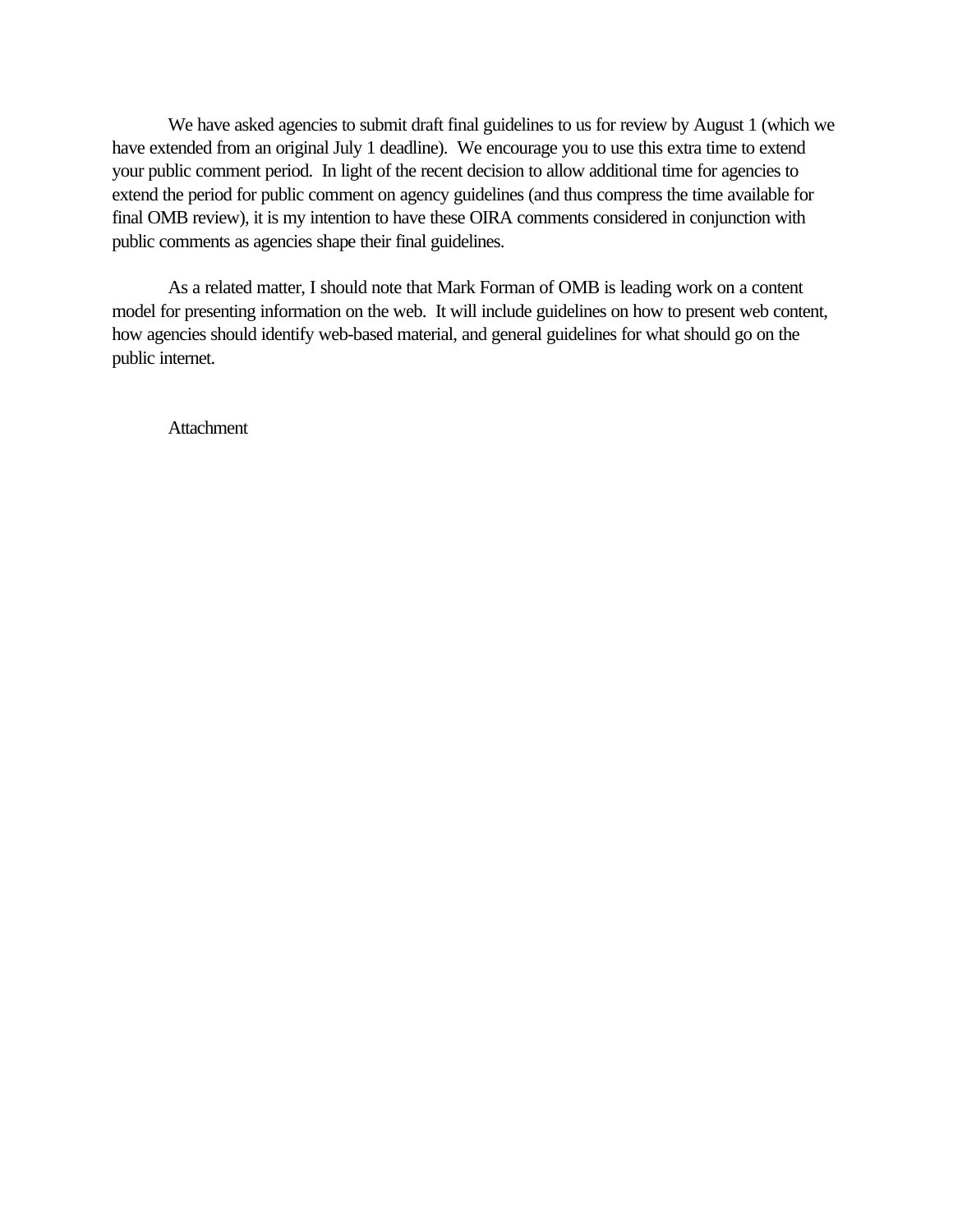We have asked agencies to submit draft final guidelines to us for review by August 1 (which we have extended from an original July 1 deadline). We encourage you to use this extra time to extend your public comment period. In light of the recent decision to allow additional time for agencies to extend the period for public comment on agency guidelines (and thus compress the time available for final OMB review), it is my intention to have these OIRA comments considered in conjunction with public comments as agencies shape their final guidelines.

As a related matter, I should note that Mark Forman of OMB is leading work on a content model for presenting information on the web. It will include guidelines on how to present web content, how agencies should identify web-based material, and general guidelines for what should go on the public internet.

Attachment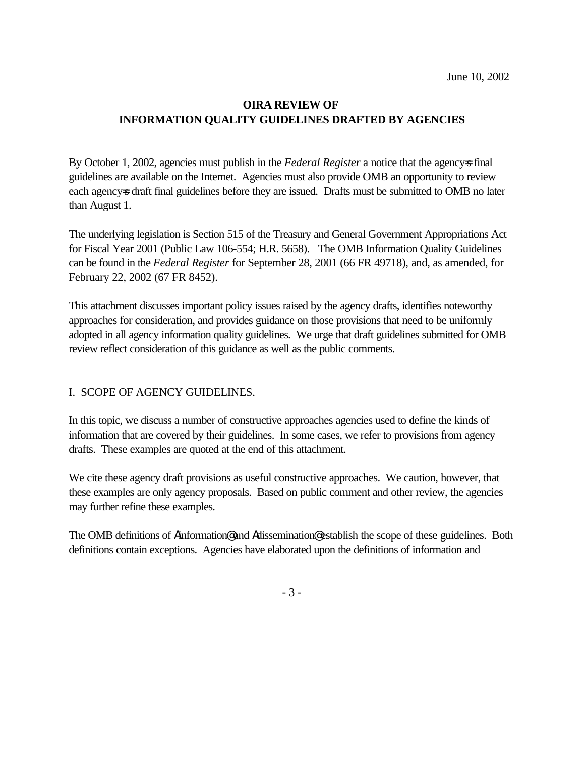June 10, 2002

**OIRA REVIEW OF**
**INFORMATION QUALITY GUIDELINES DRAFTED BY AGENCIES**

By October 1, 2002, agencies must publish in the *Federal Register* a notice that the agency's final guidelines are available on the Internet. Agencies must also provide OMB an opportunity to review each agency's draft final guidelines before they are issued. Drafts must be submitted to OMB no later than August 1.

The underlying legislation is Section 515 of the Treasury and General Government Appropriations Act for Fiscal Year 2001 (Public Law 106-554; H.R. 5658). The OMB Information Quality Guidelines can be found in the *Federal Register* for September 28, 2001 (66 FR 49718), and, as amended, for February 22, 2002 (67 FR 8452).

This attachment discusses important policy issues raised by the agency drafts, identifies noteworthy approaches for consideration, and provides guidance on those provisions that need to be uniformly adopted in all agency information quality guidelines. We urge that draft guidelines submitted for OMB review reflect consideration of this guidance as well as the public comments.

## I. SCOPE OF AGENCY GUIDELINES.

In this topic, we discuss a number of constructive approaches agencies used to define the kinds of information that are covered by their guidelines. In some cases, we refer to provisions from agency drafts. These examples are quoted at the end of this attachment.

We cite these agency draft provisions as useful constructive approaches. We caution, however, that these examples are only agency proposals. Based on public comment and other review, the agencies may further refine these examples.

The OMB definitions of "information" and "dissemination" establish the scope of these guidelines. Both definitions contain exceptions. Agencies have elaborated upon the definitions of information and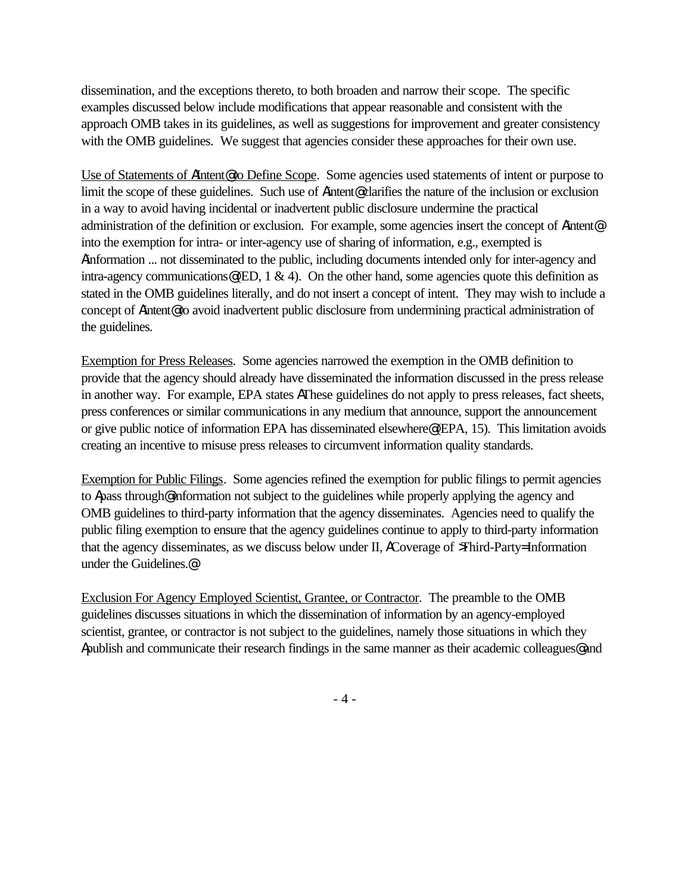dissemination, and the exceptions thereto, to both broaden and narrow their scope. The specific examples discussed below include modifications that appear reasonable and consistent with the approach OMB takes in its guidelines, as well as suggestions for improvement and greater consistency with the OMB guidelines. We suggest that agencies consider these approaches for their own use.

Use of Statements of AIntent@ to Define Scope. Some agencies used statements of intent or purpose to limit the scope of these guidelines. Such use of Aintent@ clarifies the nature of the inclusion or exclusion in a way to avoid having incidental or inadvertent public disclosure undermine the practical administration of the definition or exclusion. For example, some agencies insert the concept of Aintent@ into the exemption for intra- or inter-agency use of sharing of information, e.g., exempted is Ainformation ... not disseminated to the public, including documents intended only for inter-agency and intra-agency communications@ (ED, 1 & 4). On the other hand, some agencies quote this definition as stated in the OMB guidelines literally, and do not insert a concept of intent. They may wish to include a concept of Aintent@ to avoid inadvertent public disclosure from undermining practical administration of the guidelines.

Exemption for Press Releases. Some agencies narrowed the exemption in the OMB definition to provide that the agency should already have disseminated the information discussed in the press release in another way. For example, EPA states AThese guidelines do not apply to press releases, fact sheets, press conferences or similar communications in any medium that announce, support the announcement or give public notice of information EPA has disseminated elsewhere@ (EPA, 15). This limitation avoids creating an incentive to misuse press releases to circumvent information quality standards.

Exemption for Public Filings. Some agencies refined the exemption for public filings to permit agencies to Apass through@ information not subject to the guidelines while properly applying the agency and OMB guidelines to third-party information that the agency disseminates. Agencies need to qualify the public filing exemption to ensure that the agency guidelines continue to apply to third-party information that the agency disseminates, as we discuss below under II, ACoverage of >Third-Party= Information under the Guidelines.@

Exclusion For Agency Employed Scientist, Grantee, or Contractor. The preamble to the OMB guidelines discusses situations in which the dissemination of information by an agency-employed scientist, grantee, or contractor is not subject to the guidelines, namely those situations in which they Apublish and communicate their research findings in the same manner as their academic colleagues@ and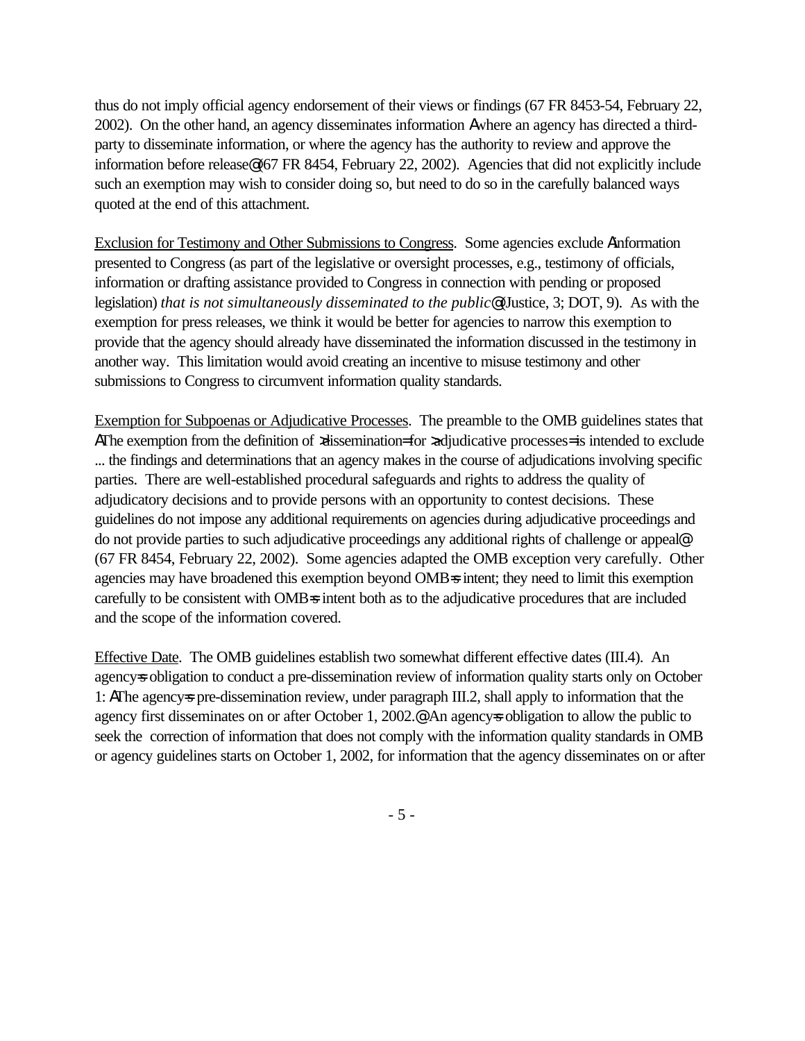thus do not imply official agency endorsement of their views or findings (67 FR 8453-54, February 22, 2002). On the other hand, an agency disseminates information Awhere an agency has directed a third-party to disseminate information, or where the agency has the authority to review and approve the information before release@ (67 FR 8454, February 22, 2002). Agencies that did not explicitly include such an exemption may wish to consider doing so, but need to do so in the carefully balanced ways quoted at the end of this attachment.

Exclusion for Testimony and Other Submissions to Congress. Some agencies exclude Ainformation presented to Congress (as part of the legislative or oversight processes, e.g., testimony of officials, information or drafting assistance provided to Congress in connection with pending or proposed legislation) *that is not simultaneously disseminated to the public*@ (Justice, 3; DOT, 9). As with the exemption for press releases, we think it would be better for agencies to narrow this exemption to provide that the agency should already have disseminated the information discussed in the testimony in another way. This limitation would avoid creating an incentive to misuse testimony and other submissions to Congress to circumvent information quality standards.

Exemption for Subpoenas or Adjudicative Processes. The preamble to the OMB guidelines states that AThe exemption from the definition of >dissemination= for >adjudicative processes= is intended to exclude ... the findings and determinations that an agency makes in the course of adjudications involving specific parties. There are well-established procedural safeguards and rights to address the quality of adjudicatory decisions and to provide persons with an opportunity to contest decisions. These guidelines do not impose any additional requirements on agencies during adjudicative proceedings and do not provide parties to such adjudicative proceedings any additional rights of challenge or appeal@ (67 FR 8454, February 22, 2002). Some agencies adapted the OMB exception very carefully. Other agencies may have broadened this exemption beyond OMB=s intent; they need to limit this exemption carefully to be consistent with OMB=s intent both as to the adjudicative procedures that are included and the scope of the information covered.

Effective Date. The OMB guidelines establish two somewhat different effective dates (III.4). An agency=s obligation to conduct a pre-dissemination review of information quality starts only on October 1: AThe agency=s pre-dissemination review, under paragraph III.2, shall apply to information that the agency first disseminates on or after October 1, 2002.@ An agency=s obligation to allow the public to seek the correction of information that does not comply with the information quality standards in OMB or agency guidelines starts on October 1, 2002, for information that the agency disseminates on or after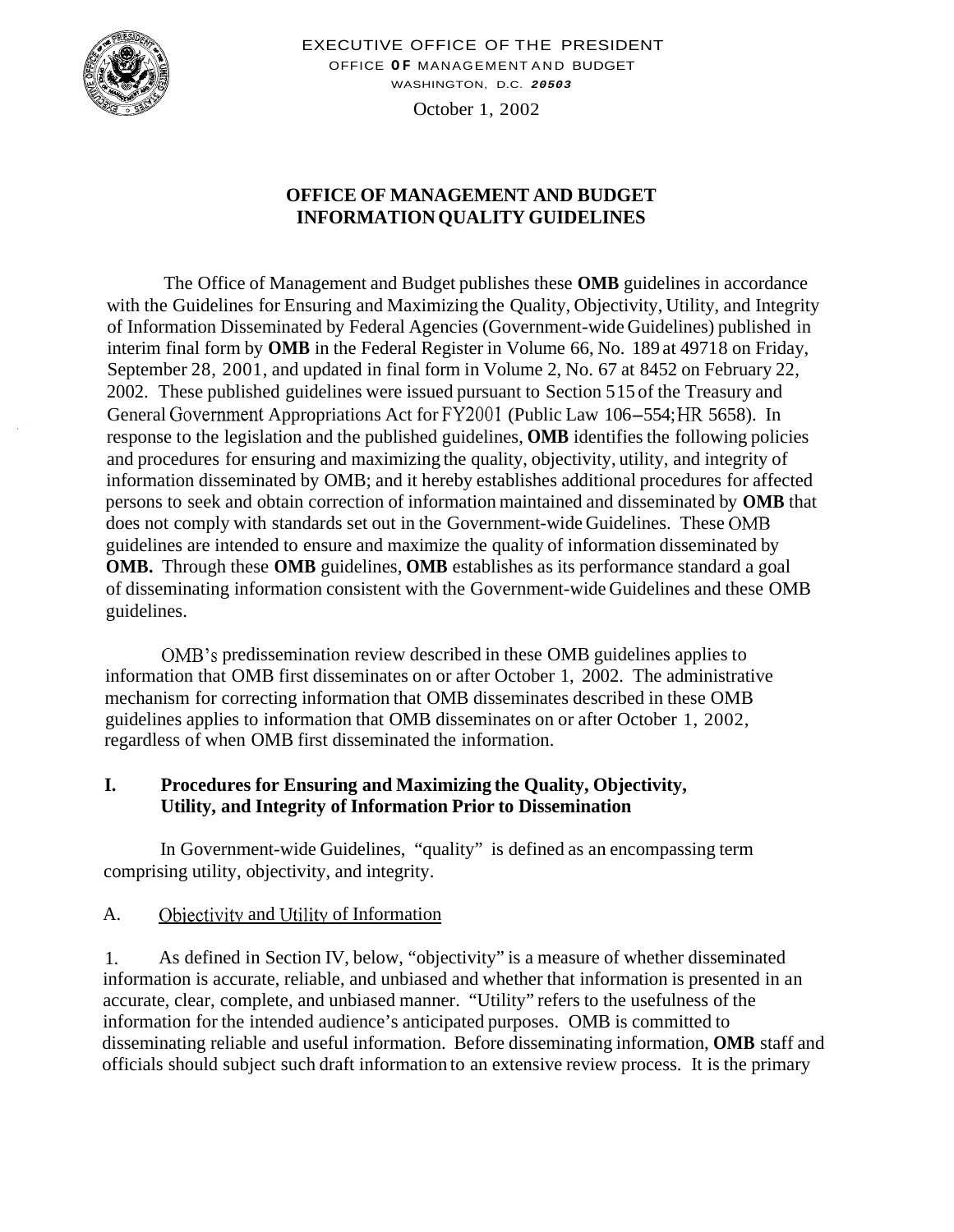EXECUTIVE OFFICE OF THE PRESIDENT
OFFICE OF MANAGEMENT AND BUDGET
WASHINGTON, D.C. 20503

October 1, 2002

# OFFICE OF MANAGEMENT AND BUDGET INFORMATION QUALITY GUIDELINES

The Office of Management and Budget publishes these **OMB** guidelines in accordance with the Guidelines for Ensuring and Maximizing the Quality, Objectivity, Utility, and Integrity of Information Disseminated by Federal Agencies (Government-wide Guidelines) published in interim final form by **OMB** in the Federal Register in Volume 66, No. 189 at 49718 on Friday, September 28, 2001, and updated in final form in Volume 2, No. 67 at 8452 on February 22, 2002. These published guidelines were issued pursuant to Section 515 of the Treasury and General Government Appropriations Act for FY2001 (Public Law 106–554; HR 5658). In response to the legislation and the published guidelines, **OMB** identifies the following policies and procedures for ensuring and maximizing the quality, objectivity, utility, and integrity of information disseminated by OMB; and it hereby establishes additional procedures for affected persons to seek and obtain correction of information maintained and disseminated by **OMB** that does not comply with standards set out in the Government-wide Guidelines. These OMB guidelines are intended to ensure and maximize the quality of information disseminated by **OMB.** Through these **OMB** guidelines, **OMB** establishes as its performance standard a goal of disseminating information consistent with the Government-wide Guidelines and these OMB guidelines.

OMB's predissemination review described in these OMB guidelines applies to information that OMB first disseminates on or after October 1, 2002. The administrative mechanism for correcting information that OMB disseminates described in these OMB guidelines applies to information that OMB disseminates on or after October 1, 2002, regardless of when OMB first disseminated the information.

## I. Procedures for Ensuring and Maximizing the Quality, Objectivity, Utility, and Integrity of Information Prior to Dissemination

In Government-wide Guidelines, "quality" is defined as an encompassing term comprising utility, objectivity, and integrity.

### A. Objectivity and Utility of Information

1. As defined in Section IV, below, "objectivity" is a measure of whether disseminated information is accurate, reliable, and unbiased and whether that information is presented in an accurate, clear, complete, and unbiased manner. "Utility" refers to the usefulness of the information for the intended audience's anticipated purposes. OMB is committed to disseminating reliable and useful information. Before disseminating information, **OMB** staff and officials should subject such draft information to an extensive review process. It is the primary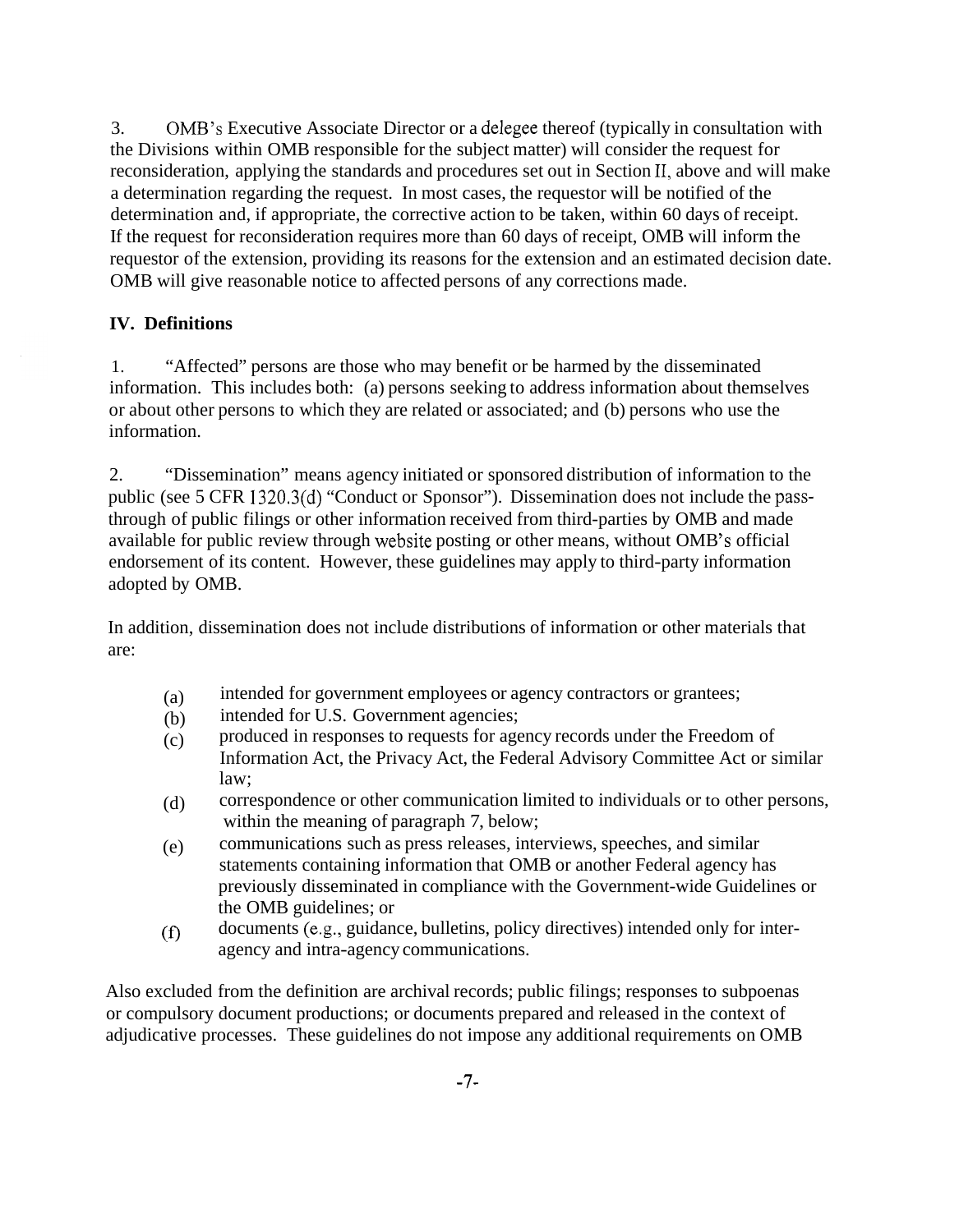3. OMB's Executive Associate Director or a delegee thereof (typically in consultation with the Divisions within OMB responsible for the subject matter) will consider the request for reconsideration, applying the standards and procedures set out in Section II, above and will make a determination regarding the request. In most cases, the requestor will be notified of the determination and, if appropriate, the corrective action to be taken, within 60 days of receipt. If the request for reconsideration requires more than 60 days of receipt, OMB will inform the requestor of the extension, providing its reasons for the extension and an estimated decision date. OMB will give reasonable notice to affected persons of any corrections made.

## IV. Definitions

1. "Affected" persons are those who may benefit or be harmed by the disseminated information. This includes both: (a) persons seeking to address information about themselves or about other persons to which they are related or associated; and (b) persons who use the information.

2. "Dissemination" means agency initiated or sponsored distribution of information to the public (see 5 CFR 1320.3(d) "Conduct or Sponsor"). Dissemination does not include the pass-through of public filings or other information received from third-parties by OMB and made available for public review through website posting or other means, without OMB's official endorsement of its content. However, these guidelines may apply to third-party information adopted by OMB.

In addition, dissemination does not include distributions of information or other materials that are:

- (a) intended for government employees or agency contractors or grantees;
- (b) intended for U.S. Government agencies;
- (c) produced in responses to requests for agency records under the Freedom of Information Act, the Privacy Act, the Federal Advisory Committee Act or similar law;
- (d) correspondence or other communication limited to individuals or to other persons, within the meaning of paragraph 7, below;
- (e) communications such as press releases, interviews, speeches, and similar statements containing information that OMB or another Federal agency has previously disseminated in compliance with the Government-wide Guidelines or the OMB guidelines; or
- (f) documents (e.g., guidance, bulletins, policy directives) intended only for inter-agency and intra-agency communications.

Also excluded from the definition are archival records; public filings; responses to subpoenas or compulsory document productions; or documents prepared and released in the context of adjudicative processes. These guidelines do not impose any additional requirements on OMB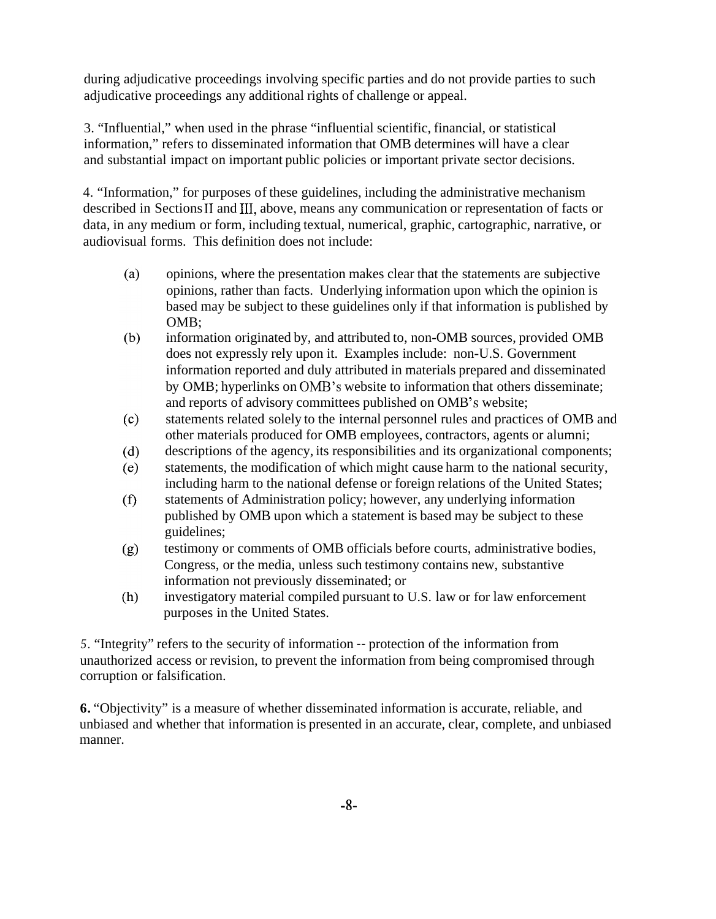during adjudicative proceedings involving specific parties and do not provide parties to such adjudicative proceedings any additional rights of challenge or appeal.

3. "Influential," when used in the phrase "influential scientific, financial, or statistical information," refers to disseminated information that OMB determines will have a clear and substantial impact on important public policies or important private sector decisions.

4. "Information," for purposes of these guidelines, including the administrative mechanism described in Sections II and III, above, means any communication or representation of facts or data, in any medium or form, including textual, numerical, graphic, cartographic, narrative, or audiovisual forms. This definition does not include:

(a) opinions, where the presentation makes clear that the statements are subjective opinions, rather than facts. Underlying information upon which the opinion is based may be subject to these guidelines only if that information is published by OMB;

(b) information originated by, and attributed to, non-OMB sources, provided OMB does not expressly rely upon it. Examples include: non-U.S. Government information reported and duly attributed in materials prepared and disseminated by OMB; hyperlinks on OMB's website to information that others disseminate; and reports of advisory committees published on OMB's website;

(c) statements related solely to the internal personnel rules and practices of OMB and other materials produced for OMB employees, contractors, agents or alumni;

(d) descriptions of the agency, its responsibilities and its organizational components;

(e) statements, the modification of which might cause harm to the national security, including harm to the national defense or foreign relations of the United States;

(f) statements of Administration policy; however, any underlying information published by OMB upon which a statement is based may be subject to these guidelines;

(g) testimony or comments of OMB officials before courts, administrative bodies, Congress, or the media, unless such testimony contains new, substantive information not previously disseminated; or

(h) investigatory material compiled pursuant to U.S. law or for law enforcement purposes in the United States.

5. "Integrity" refers to the security of information -- protection of the information from unauthorized access or revision, to prevent the information from being compromised through corruption or falsification.

**6.** "Objectivity" is a measure of whether disseminated information is accurate, reliable, and unbiased and whether that information is presented in an accurate, clear, complete, and unbiased manner.